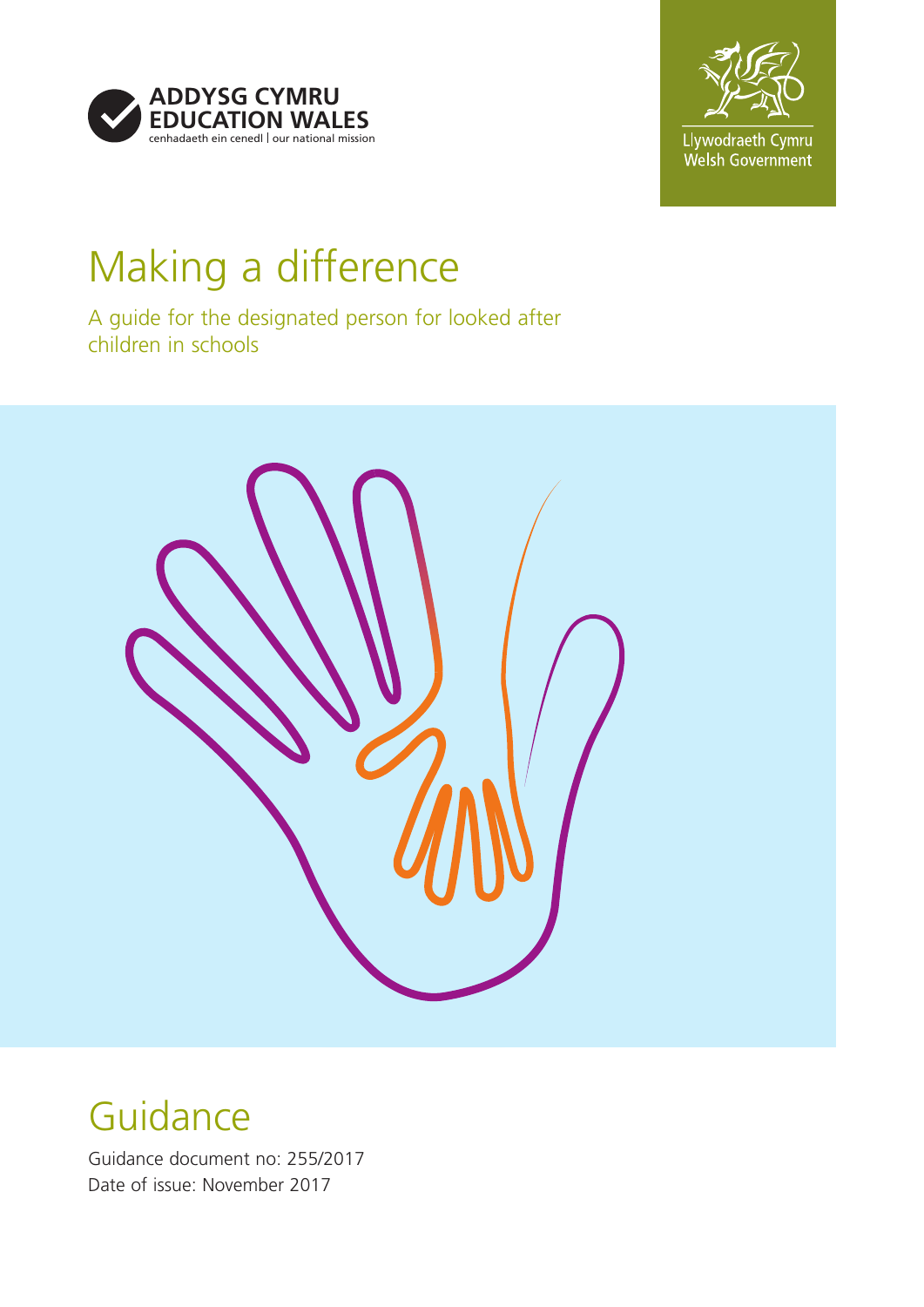ADDYSG CYMRU
EDUCATION WALES
cenhadaeth ein cenedl | our national mission

Llywodraeth Cymru
Welsh Government

# Making a difference

## A guide for the designated person for looked after children in schools

## Guidance

Guidance document no: 255/2017
Date of issue: November 2017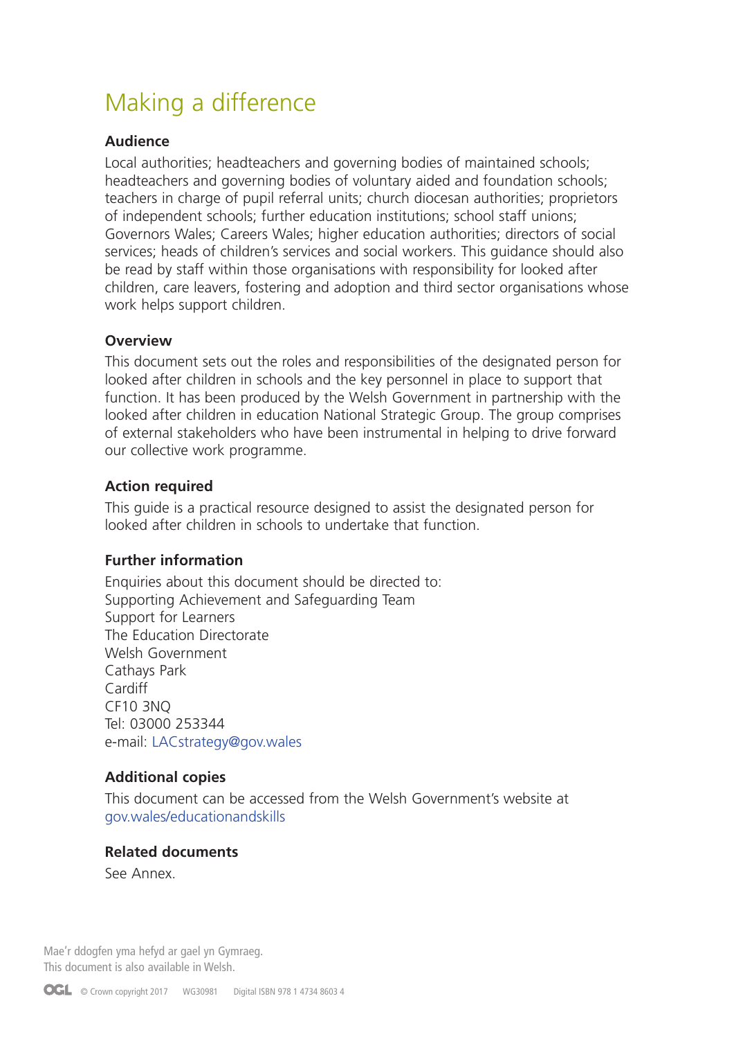# Making a difference

**Audience**

Local authorities; headteachers and governing bodies of maintained schools; headteachers and governing bodies of voluntary aided and foundation schools; teachers in charge of pupil referral units; church diocesan authorities; proprietors of independent schools; further education institutions; school staff unions; Governors Wales; Careers Wales; higher education authorities; directors of social services; heads of children's services and social workers. This guidance should also be read by staff within those organisations with responsibility for looked after children, care leavers, fostering and adoption and third sector organisations whose work helps support children.

**Overview**

This document sets out the roles and responsibilities of the designated person for looked after children in schools and the key personnel in place to support that function. It has been produced by the Welsh Government in partnership with the looked after children in education National Strategic Group. The group comprises of external stakeholders who have been instrumental in helping to drive forward our collective work programme.

**Action required**

This guide is a practical resource designed to assist the designated person for looked after children in schools to undertake that function.

**Further information**

Enquiries about this document should be directed to:
Supporting Achievement and Safeguarding Team
Support for Learners
The Education Directorate
Welsh Government
Cathays Park
Cardiff
CF10 3NQ
Tel: 03000 253344
e-mail: LACstrategy@gov.wales

**Additional copies**

This document can be accessed from the Welsh Government's website at gov.wales/educationandskills

**Related documents**

See Annex.

Mae'r ddogfen yma hefyd ar gael yn Gymraeg.
This document is also available in Welsh.

OGL © Crown copyright 2017 WG30981 Digital ISBN 978 1 4734 8603 4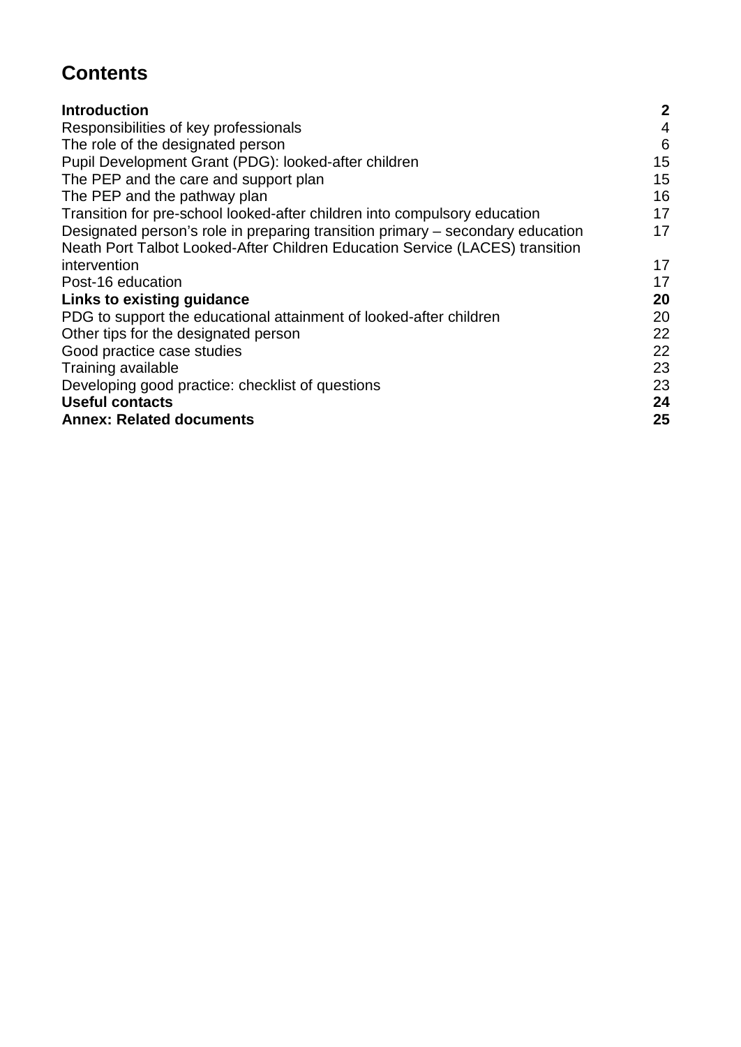## Contents

| | |
|---|---|
| **Introduction** | **2** |
| Responsibilities of key professionals | 4 |
| The role of the designated person | 6 |
| Pupil Development Grant (PDG): looked-after children | 15 |
| The PEP and the care and support plan | 15 |
| The PEP and the pathway plan | 16 |
| Transition for pre-school looked-after children into compulsory education | 17 |
| Designated person's role in preparing transition primary – secondary education | 17 |
| Neath Port Talbot Looked-After Children Education Service (LACES) transition intervention | 17 |
| Post-16 education | 17 |
| **Links to existing guidance** | **20** |
| PDG to support the educational attainment of looked-after children | 20 |
| Other tips for the designated person | 22 |
| Good practice case studies | 22 |
| Training available | 23 |
| Developing good practice: checklist of questions | 23 |
| **Useful contacts** | **24** |
| **Annex: Related documents** | **25** |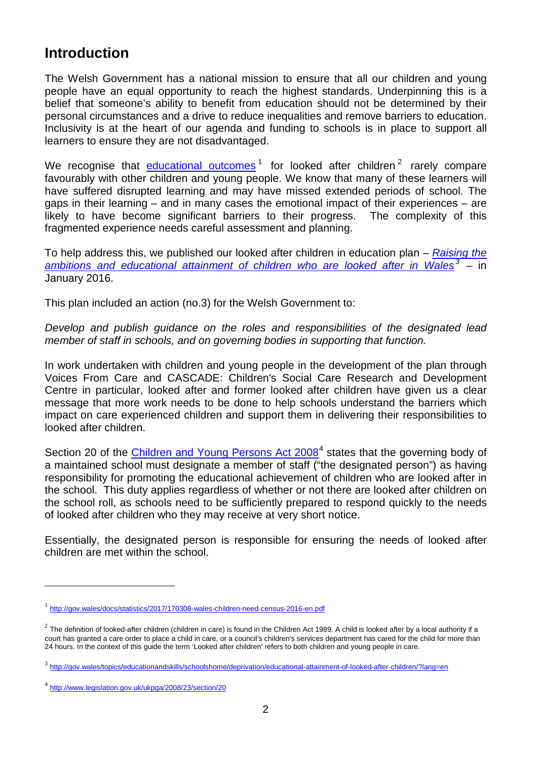## Introduction

The Welsh Government has a national mission to ensure that all our children and young people have an equal opportunity to reach the highest standards. Underpinning this is a belief that someone's ability to benefit from education should not be determined by their personal circumstances and a drive to reduce inequalities and remove barriers to education. Inclusivity is at the heart of our agenda and funding to schools is in place to support all learners to ensure they are not disadvantaged.

We recognise that [educational outcomes](http://gov.wales/docs/statistics/2017/170308-wales-children-need-census-2016-en.pdf)[1] for looked after children[2] rarely compare favourably with other children and young people. We know that many of these learners will have suffered disrupted learning and may have missed extended periods of school. The gaps in their learning – and in many cases the emotional impact of their experiences – are likely to have become significant barriers to their progress. The complexity of this fragmented experience needs careful assessment and planning.

To help address this, we published our looked after children in education plan – *[Raising the ambitions and educational attainment of children who are looked after in Wales](http://gov.wales/topics/educationandskills/schoolshome/deprivation/educational-attainment-of-looked-after-children/?lang=en)*[3] – in January 2016.

This plan included an action (no.3) for the Welsh Government to:

*Develop and publish guidance on the roles and responsibilities of the designated lead member of staff in schools, and on governing bodies in supporting that function.*

In work undertaken with children and young people in the development of the plan through Voices From Care and CASCADE: Children's Social Care Research and Development Centre in particular, looked after and former looked after children have given us a clear message that more work needs to be done to help schools understand the barriers which impact on care experienced children and support them in delivering their responsibilities to looked after children.

Section 20 of the [Children and Young Persons Act 2008](http://www.legislation.gov.uk/ukpga/2008/23/section/20)[4] states that the governing body of a maintained school must designate a member of staff ("the designated person") as having responsibility for promoting the educational achievement of children who are looked after in the school. This duty applies regardless of whether or not there are looked after children on the school roll, as schools need to be sufficiently prepared to respond quickly to the needs of looked after children who they may receive at very short notice.

Essentially, the designated person is responsible for ensuring the needs of looked after children are met within the school.

---

[1] http://gov.wales/docs/statistics/2017/170308-wales-children-need-census-2016-en.pdf

[2] The definition of looked-after children (children in care) is found in the Children Act 1989. A child is looked after by a local authority if a court has granted a care order to place a child in care, or a council's children's services department has cared for the child for more than 24 hours. In the context of this guide the term 'Looked after children' refers to both children and young people in care.

[3] http://gov.wales/topics/educationandskills/schoolshome/deprivation/educational-attainment-of-looked-after-children/?lang=en

[4] http://www.legislation.gov.uk/ukpga/2008/23/section/20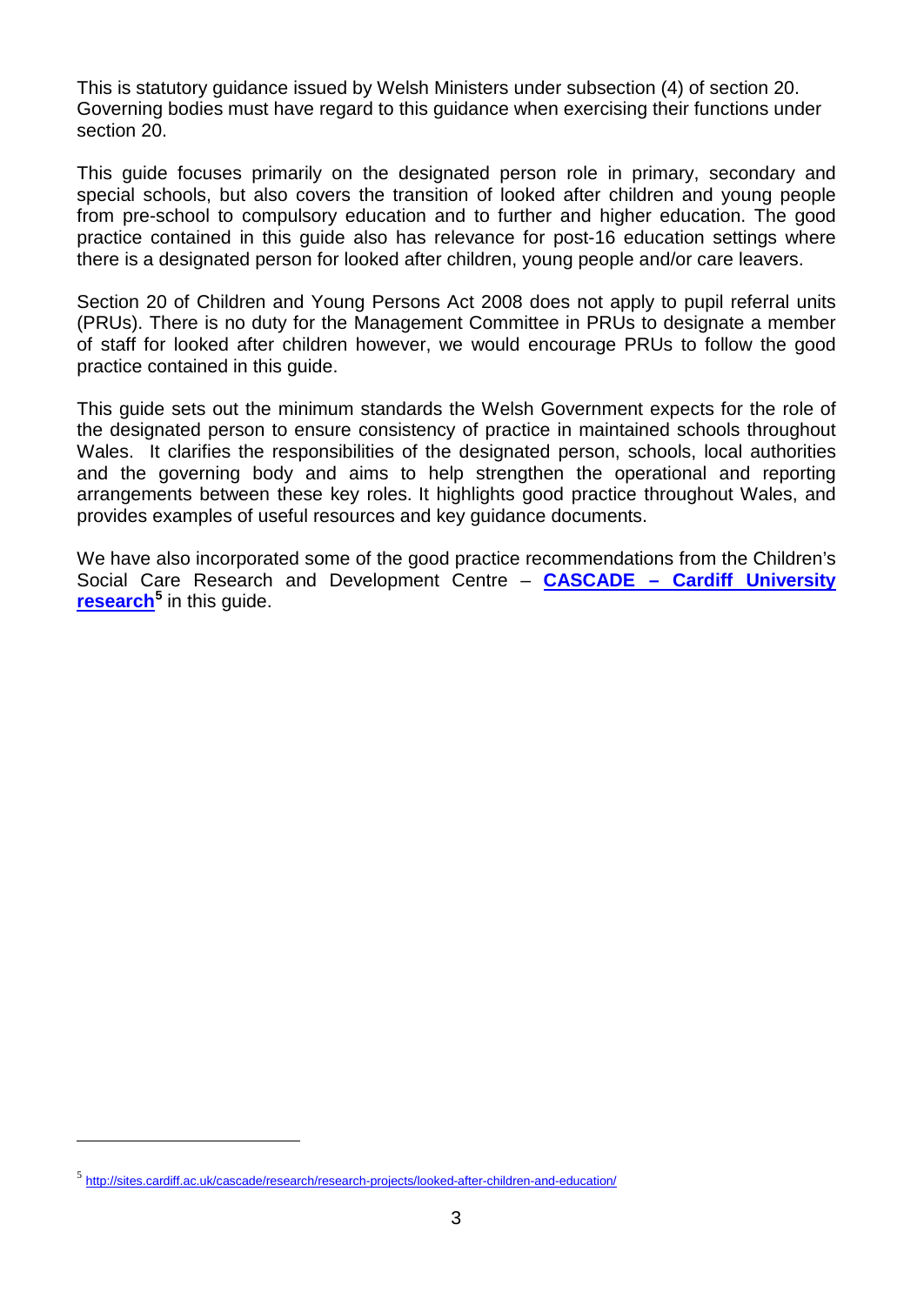This is statutory guidance issued by Welsh Ministers under subsection (4) of section 20. Governing bodies must have regard to this guidance when exercising their functions under section 20.

This guide focuses primarily on the designated person role in primary, secondary and special schools, but also covers the transition of looked after children and young people from pre-school to compulsory education and to further and higher education. The good practice contained in this guide also has relevance for post-16 education settings where there is a designated person for looked after children, young people and/or care leavers.

Section 20 of Children and Young Persons Act 2008 does not apply to pupil referral units (PRUs). There is no duty for the Management Committee in PRUs to designate a member of staff for looked after children however, we would encourage PRUs to follow the good practice contained in this guide.

This guide sets out the minimum standards the Welsh Government expects for the role of the designated person to ensure consistency of practice in maintained schools throughout Wales. It clarifies the responsibilities of the designated person, schools, local authorities and the governing body and aims to help strengthen the operational and reporting arrangements between these key roles. It highlights good practice throughout Wales, and provides examples of useful resources and key guidance documents.

We have also incorporated some of the good practice recommendations from the Children's Social Care Research and Development Centre – **CASCADE – Cardiff University research**[5] in this guide.

[5] http://sites.cardiff.ac.uk/cascade/research/research-projects/looked-after-children-and-education/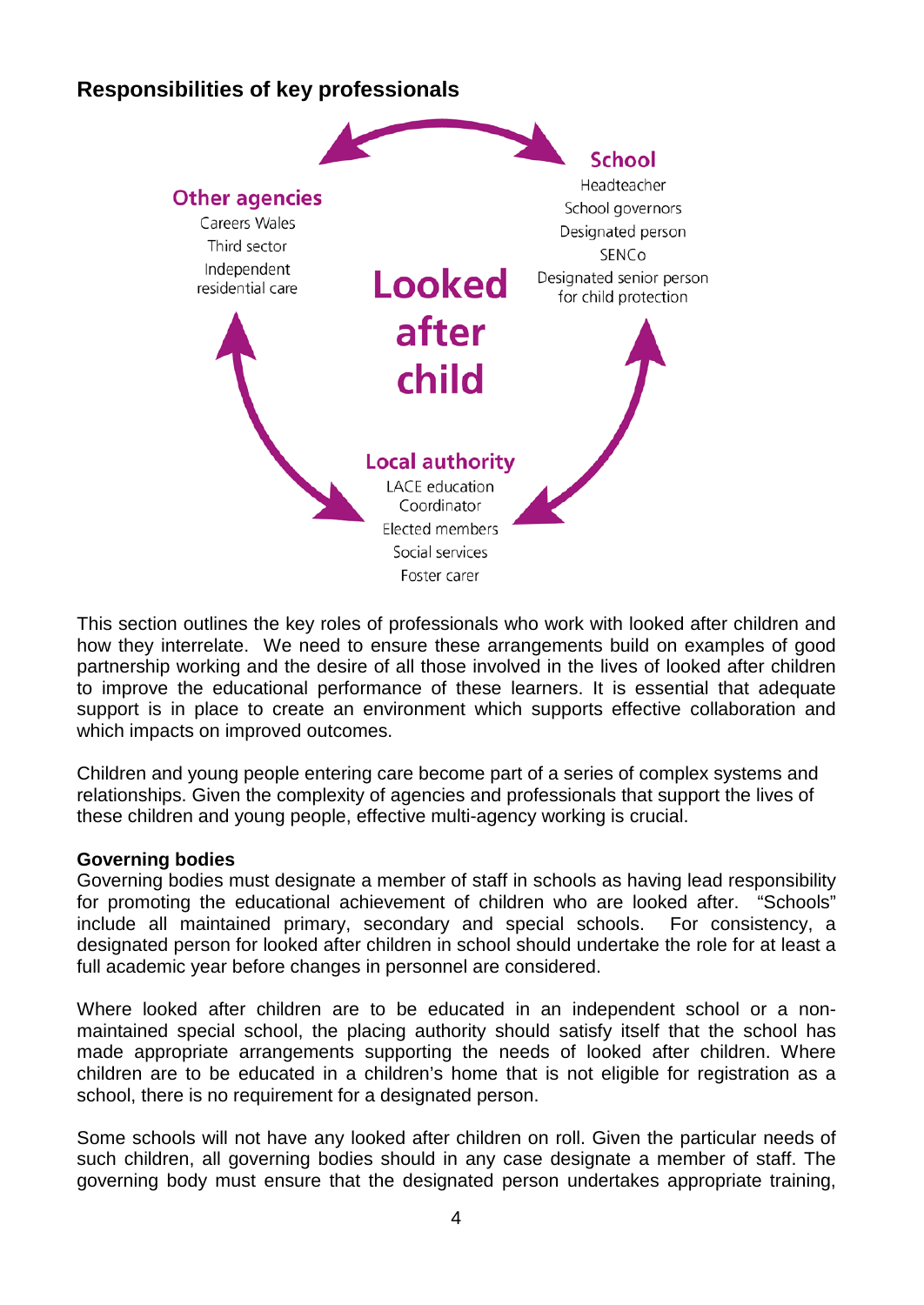## Responsibilities of key professionals

**School**
Headteacher
School governors
Designated person
SENCo
Designated senior person for child protection

**Other agencies**
Careers Wales
Third sector
Independent residential care

**Looked after child**

**Local authority**
LACE education Coordinator
Elected members
Social services
Foster carer

This section outlines the key roles of professionals who work with looked after children and how they interrelate. We need to ensure these arrangements build on examples of good partnership working and the desire of all those involved in the lives of looked after children to improve the educational performance of these learners. It is essential that adequate support is in place to create an environment which supports effective collaboration and which impacts on improved outcomes.

Children and young people entering care become part of a series of complex systems and relationships. Given the complexity of agencies and professionals that support the lives of these children and young people, effective multi-agency working is crucial.

**Governing bodies**

Governing bodies must designate a member of staff in schools as having lead responsibility for promoting the educational achievement of children who are looked after. "Schools" include all maintained primary, secondary and special schools. For consistency, a designated person for looked after children in school should undertake the role for at least a full academic year before changes in personnel are considered.

Where looked after children are to be educated in an independent school or a non-maintained special school, the placing authority should satisfy itself that the school has made appropriate arrangements supporting the needs of looked after children. Where children are to be educated in a children's home that is not eligible for registration as a school, there is no requirement for a designated person.

Some schools will not have any looked after children on roll. Given the particular needs of such children, all governing bodies should in any case designate a member of staff. The governing body must ensure that the designated person undertakes appropriate training,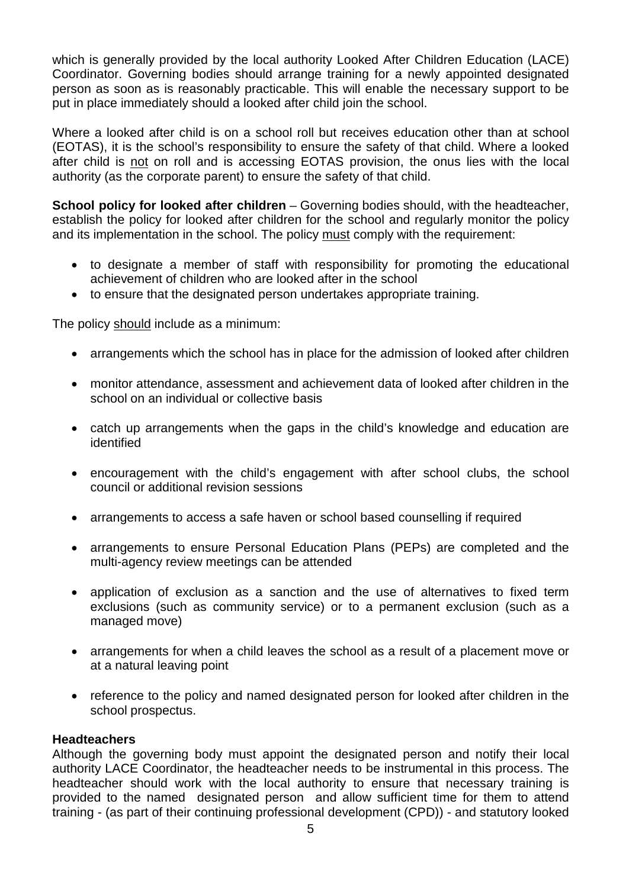which is generally provided by the local authority Looked After Children Education (LACE) Coordinator. Governing bodies should arrange training for a newly appointed designated person as soon as is reasonably practicable. This will enable the necessary support to be put in place immediately should a looked after child join the school.

Where a looked after child is on a school roll but receives education other than at school (EOTAS), it is the school's responsibility to ensure the safety of that child. Where a looked after child is not on roll and is accessing EOTAS provision, the onus lies with the local authority (as the corporate parent) to ensure the safety of that child.

**School policy for looked after children** – Governing bodies should, with the headteacher, establish the policy for looked after children for the school and regularly monitor the policy and its implementation in the school. The policy must comply with the requirement:

- to designate a member of staff with responsibility for promoting the educational achievement of children who are looked after in the school
- to ensure that the designated person undertakes appropriate training.

The policy should include as a minimum:

- arrangements which the school has in place for the admission of looked after children
- monitor attendance, assessment and achievement data of looked after children in the school on an individual or collective basis
- catch up arrangements when the gaps in the child's knowledge and education are identified
- encouragement with the child's engagement with after school clubs, the school council or additional revision sessions
- arrangements to access a safe haven or school based counselling if required
- arrangements to ensure Personal Education Plans (PEPs) are completed and the multi-agency review meetings can be attended
- application of exclusion as a sanction and the use of alternatives to fixed term exclusions (such as community service) or to a permanent exclusion (such as a managed move)
- arrangements for when a child leaves the school as a result of a placement move or at a natural leaving point
- reference to the policy and named designated person for looked after children in the school prospectus.

**Headteachers**

Although the governing body must appoint the designated person and notify their local authority LACE Coordinator, the headteacher needs to be instrumental in this process. The headteacher should work with the local authority to ensure that necessary training is provided to the named designated person and allow sufficient time for them to attend training - (as part of their continuing professional development (CPD)) - and statutory looked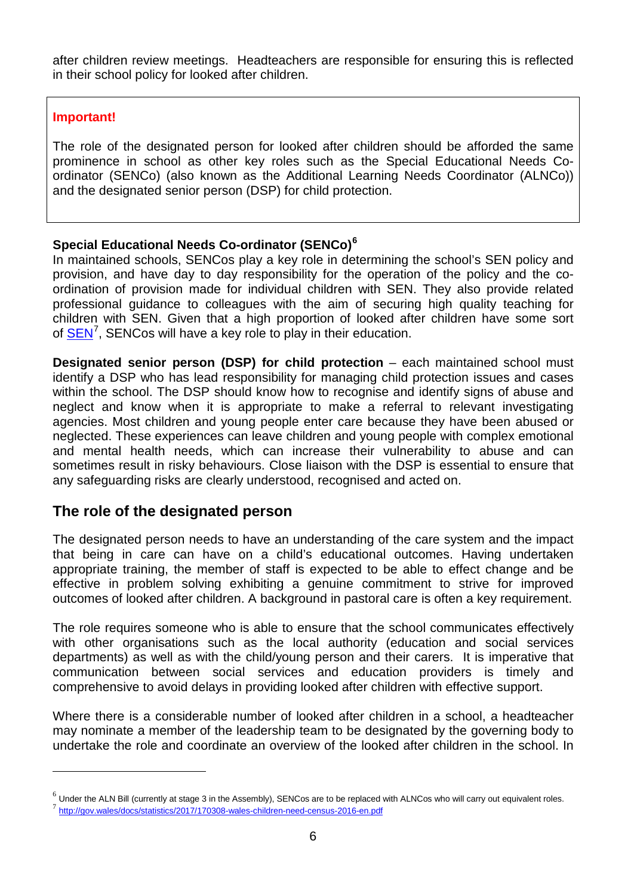after children review meetings. Headteachers are responsible for ensuring this is reflected in their school policy for looked after children.

> **Important!**
>
> The role of the designated person for looked after children should be afforded the same prominence in school as other key roles such as the Special Educational Needs Co-ordinator (SENCo) (also known as the Additional Learning Needs Coordinator (ALNCo)) and the designated senior person (DSP) for child protection.

**Special Educational Needs Co-ordinator (SENCo)**[6]

In maintained schools, SENCos play a key role in determining the school's SEN policy and provision, and have day to day responsibility for the operation of the policy and the co-ordination of provision made for individual children with SEN. They also provide related professional guidance to colleagues with the aim of securing high quality teaching for children with SEN. Given that a high proportion of looked after children have some sort of [SEN](http://gov.wales/docs/statistics/2017/170308-wales-children-need-census-2016-en.pdf)[7], SENCos will have a key role to play in their education.

**Designated senior person (DSP) for child protection** – each maintained school must identify a DSP who has lead responsibility for managing child protection issues and cases within the school. The DSP should know how to recognise and identify signs of abuse and neglect and know when it is appropriate to make a referral to relevant investigating agencies. Most children and young people enter care because they have been abused or neglected. These experiences can leave children and young people with complex emotional and mental health needs, which can increase their vulnerability to abuse and can sometimes result in risky behaviours. Close liaison with the DSP is essential to ensure that any safeguarding risks are clearly understood, recognised and acted on.

## The role of the designated person

The designated person needs to have an understanding of the care system and the impact that being in care can have on a child's educational outcomes. Having undertaken appropriate training, the member of staff is expected to be able to effect change and be effective in problem solving exhibiting a genuine commitment to strive for improved outcomes of looked after children. A background in pastoral care is often a key requirement.

The role requires someone who is able to ensure that the school communicates effectively with other organisations such as the local authority (education and social services departments) as well as with the child/young person and their carers. It is imperative that communication between social services and education providers is timely and comprehensive to avoid delays in providing looked after children with effective support.

Where there is a considerable number of looked after children in a school, a headteacher may nominate a member of the leadership team to be designated by the governing body to undertake the role and coordinate an overview of the looked after children in the school. In

---

[6] Under the ALN Bill (currently at stage 3 in the Assembly), SENCos are to be replaced with ALNCos who will carry out equivalent roles.

[7] http://gov.wales/docs/statistics/2017/170308-wales-children-need-census-2016-en.pdf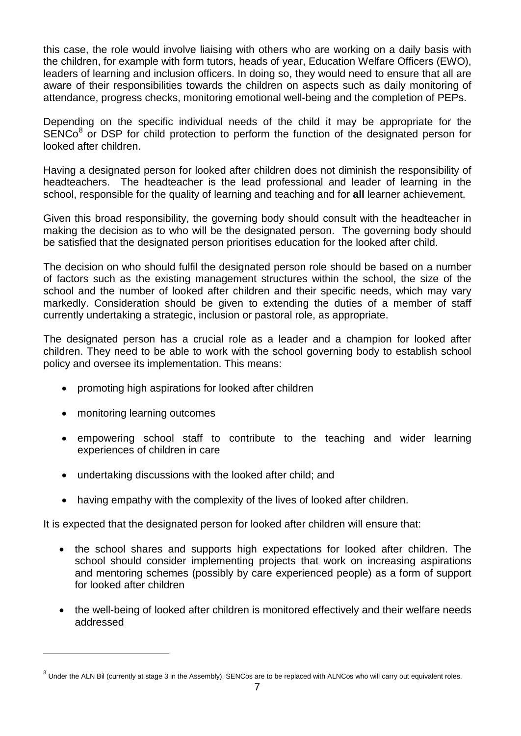this case, the role would involve liaising with others who are working on a daily basis with the children, for example with form tutors, heads of year, Education Welfare Officers (EWO), leaders of learning and inclusion officers. In doing so, they would need to ensure that all are aware of their responsibilities towards the children on aspects such as daily monitoring of attendance, progress checks, monitoring emotional well-being and the completion of PEPs.

Depending on the specific individual needs of the child it may be appropriate for the SENCo[8] or DSP for child protection to perform the function of the designated person for looked after children.

Having a designated person for looked after children does not diminish the responsibility of headteachers. The headteacher is the lead professional and leader of learning in the school, responsible for the quality of learning and teaching and for **all** learner achievement.

Given this broad responsibility, the governing body should consult with the headteacher in making the decision as to who will be the designated person. The governing body should be satisfied that the designated person prioritises education for the looked after child.

The decision on who should fulfil the designated person role should be based on a number of factors such as the existing management structures within the school, the size of the school and the number of looked after children and their specific needs, which may vary markedly. Consideration should be given to extending the duties of a member of staff currently undertaking a strategic, inclusion or pastoral role, as appropriate.

The designated person has a crucial role as a leader and a champion for looked after children. They need to be able to work with the school governing body to establish school policy and oversee its implementation. This means:

- promoting high aspirations for looked after children
- monitoring learning outcomes
- empowering school staff to contribute to the teaching and wider learning experiences of children in care
- undertaking discussions with the looked after child; and
- having empathy with the complexity of the lives of looked after children.

It is expected that the designated person for looked after children will ensure that:

- the school shares and supports high expectations for looked after children. The school should consider implementing projects that work on increasing aspirations and mentoring schemes (possibly by care experienced people) as a form of support for looked after children
- the well-being of looked after children is monitored effectively and their welfare needs addressed

[8] Under the ALN Bil (currently at stage 3 in the Assembly), SENCos are to be replaced with ALNCos who will carry out equivalent roles.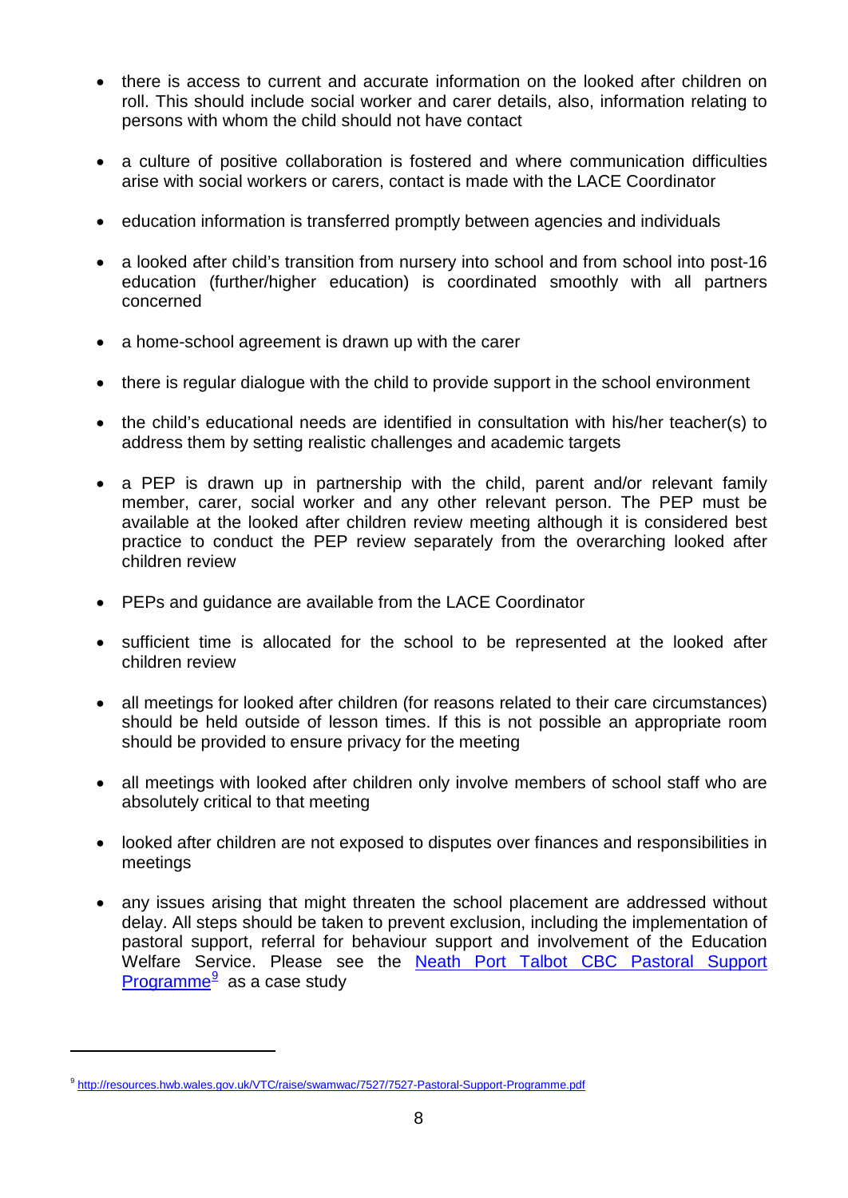- there is access to current and accurate information on the looked after children on roll. This should include social worker and carer details, also, information relating to persons with whom the child should not have contact
- a culture of positive collaboration is fostered and where communication difficulties arise with social workers or carers, contact is made with the LACE Coordinator
- education information is transferred promptly between agencies and individuals
- a looked after child's transition from nursery into school and from school into post-16 education (further/higher education) is coordinated smoothly with all partners concerned
- a home-school agreement is drawn up with the carer
- there is regular dialogue with the child to provide support in the school environment
- the child's educational needs are identified in consultation with his/her teacher(s) to address them by setting realistic challenges and academic targets
- a PEP is drawn up in partnership with the child, parent and/or relevant family member, carer, social worker and any other relevant person. The PEP must be available at the looked after children review meeting although it is considered best practice to conduct the PEP review separately from the overarching looked after children review
- PEPs and guidance are available from the LACE Coordinator
- sufficient time is allocated for the school to be represented at the looked after children review
- all meetings for looked after children (for reasons related to their care circumstances) should be held outside of lesson times. If this is not possible an appropriate room should be provided to ensure privacy for the meeting
- all meetings with looked after children only involve members of school staff who are absolutely critical to that meeting
- looked after children are not exposed to disputes over finances and responsibilities in meetings
- any issues arising that might threaten the school placement are addressed without delay. All steps should be taken to prevent exclusion, including the implementation of pastoral support, referral for behaviour support and involvement of the Education Welfare Service. Please see the [Neath Port Talbot CBC Pastoral Support Programme][9] as a case study

[9] http://resources.hwb.wales.gov.uk/VTC/raise/swamwac/7527/7527-Pastoral-Support-Programme.pdf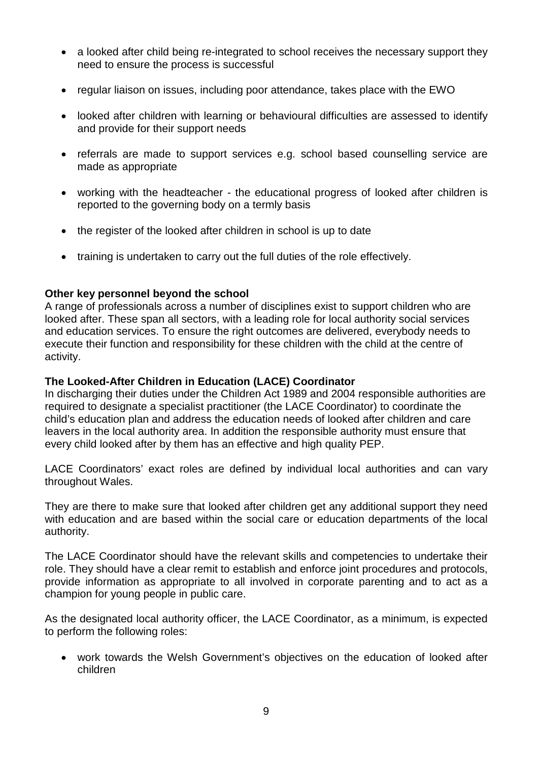- a looked after child being re-integrated to school receives the necessary support they need to ensure the process is successful
- regular liaison on issues, including poor attendance, takes place with the EWO
- looked after children with learning or behavioural difficulties are assessed to identify and provide for their support needs
- referrals are made to support services e.g. school based counselling service are made as appropriate
- working with the headteacher - the educational progress of looked after children is reported to the governing body on a termly basis
- the register of the looked after children in school is up to date
- training is undertaken to carry out the full duties of the role effectively.

**Other key personnel beyond the school**

A range of professionals across a number of disciplines exist to support children who are looked after. These span all sectors, with a leading role for local authority social services and education services. To ensure the right outcomes are delivered, everybody needs to execute their function and responsibility for these children with the child at the centre of activity.

**The Looked-After Children in Education (LACE) Coordinator**

In discharging their duties under the Children Act 1989 and 2004 responsible authorities are required to designate a specialist practitioner (the LACE Coordinator) to coordinate the child's education plan and address the education needs of looked after children and care leavers in the local authority area. In addition the responsible authority must ensure that every child looked after by them has an effective and high quality PEP.

LACE Coordinators' exact roles are defined by individual local authorities and can vary throughout Wales.

They are there to make sure that looked after children get any additional support they need with education and are based within the social care or education departments of the local authority.

The LACE Coordinator should have the relevant skills and competencies to undertake their role. They should have a clear remit to establish and enforce joint procedures and protocols, provide information as appropriate to all involved in corporate parenting and to act as a champion for young people in public care.

As the designated local authority officer, the LACE Coordinator, as a minimum, is expected to perform the following roles:

- work towards the Welsh Government's objectives on the education of looked after children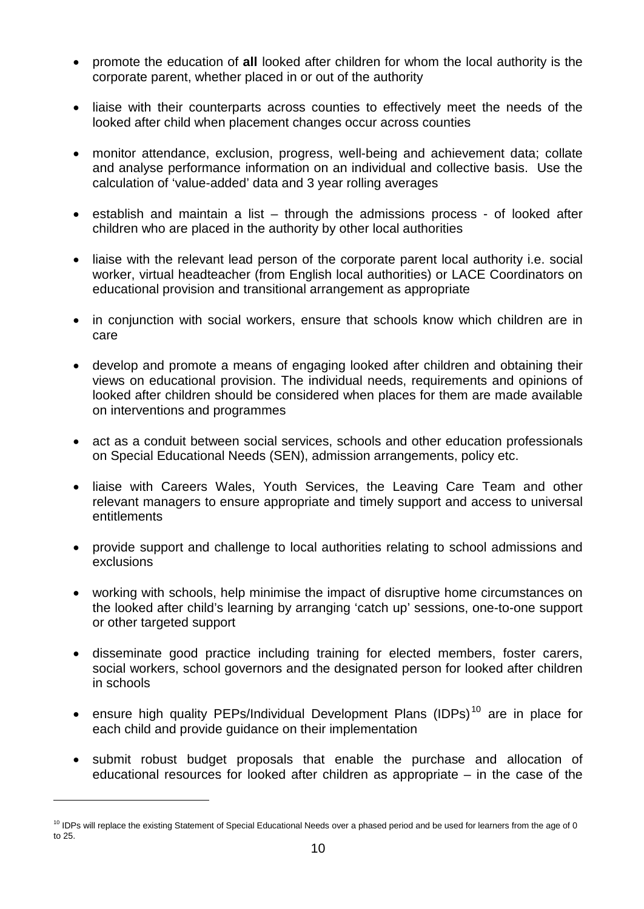- promote the education of **all** looked after children for whom the local authority is the corporate parent, whether placed in or out of the authority

- liaise with their counterparts across counties to effectively meet the needs of the looked after child when placement changes occur across counties

- monitor attendance, exclusion, progress, well-being and achievement data; collate and analyse performance information on an individual and collective basis. Use the calculation of 'value-added' data and 3 year rolling averages

- establish and maintain a list – through the admissions process - of looked after children who are placed in the authority by other local authorities

- liaise with the relevant lead person of the corporate parent local authority i.e. social worker, virtual headteacher (from English local authorities) or LACE Coordinators on educational provision and transitional arrangement as appropriate

- in conjunction with social workers, ensure that schools know which children are in care

- develop and promote a means of engaging looked after children and obtaining their views on educational provision. The individual needs, requirements and opinions of looked after children should be considered when places for them are made available on interventions and programmes

- act as a conduit between social services, schools and other education professionals on Special Educational Needs (SEN), admission arrangements, policy etc.

- liaise with Careers Wales, Youth Services, the Leaving Care Team and other relevant managers to ensure appropriate and timely support and access to universal entitlements

- provide support and challenge to local authorities relating to school admissions and exclusions

- working with schools, help minimise the impact of disruptive home circumstances on the looked after child's learning by arranging 'catch up' sessions, one-to-one support or other targeted support

- disseminate good practice including training for elected members, foster carers, social workers, school governors and the designated person for looked after children in schools

- ensure high quality PEPs/Individual Development Plans (IDPs)[10] are in place for each child and provide guidance on their implementation

- submit robust budget proposals that enable the purchase and allocation of educational resources for looked after children as appropriate – in the case of the

[10] IDPs will replace the existing Statement of Special Educational Needs over a phased period and be used for learners from the age of 0 to 25.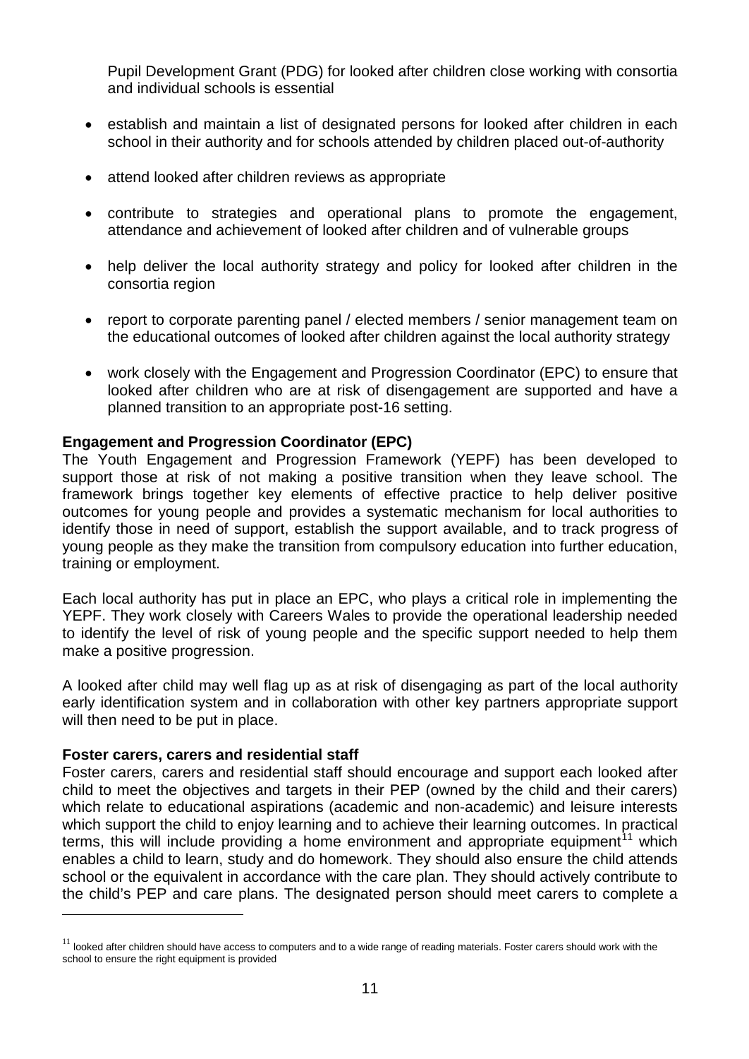Pupil Development Grant (PDG) for looked after children close working with consortia and individual schools is essential

- establish and maintain a list of designated persons for looked after children in each school in their authority and for schools attended by children placed out-of-authority
- attend looked after children reviews as appropriate
- contribute to strategies and operational plans to promote the engagement, attendance and achievement of looked after children and of vulnerable groups
- help deliver the local authority strategy and policy for looked after children in the consortia region
- report to corporate parenting panel / elected members / senior management team on the educational outcomes of looked after children against the local authority strategy
- work closely with the Engagement and Progression Coordinator (EPC) to ensure that looked after children who are at risk of disengagement are supported and have a planned transition to an appropriate post-16 setting.

**Engagement and Progression Coordinator (EPC)**

The Youth Engagement and Progression Framework (YEPF) has been developed to support those at risk of not making a positive transition when they leave school. The framework brings together key elements of effective practice to help deliver positive outcomes for young people and provides a systematic mechanism for local authorities to identify those in need of support, establish the support available, and to track progress of young people as they make the transition from compulsory education into further education, training or employment.

Each local authority has put in place an EPC, who plays a critical role in implementing the YEPF. They work closely with Careers Wales to provide the operational leadership needed to identify the level of risk of young people and the specific support needed to help them make a positive progression.

A looked after child may well flag up as at risk of disengaging as part of the local authority early identification system and in collaboration with other key partners appropriate support will then need to be put in place.

**Foster carers, carers and residential staff**

Foster carers, carers and residential staff should encourage and support each looked after child to meet the objectives and targets in their PEP (owned by the child and their carers) which relate to educational aspirations (academic and non-academic) and leisure interests which support the child to enjoy learning and to achieve their learning outcomes. In practical terms, this will include providing a home environment and appropriate equipment[11] which enables a child to learn, study and do homework. They should also ensure the child attends school or the equivalent in accordance with the care plan. They should actively contribute to the child's PEP and care plans. The designated person should meet carers to complete a

---

[11] looked after children should have access to computers and to a wide range of reading materials. Foster carers should work with the school to ensure the right equipment is provided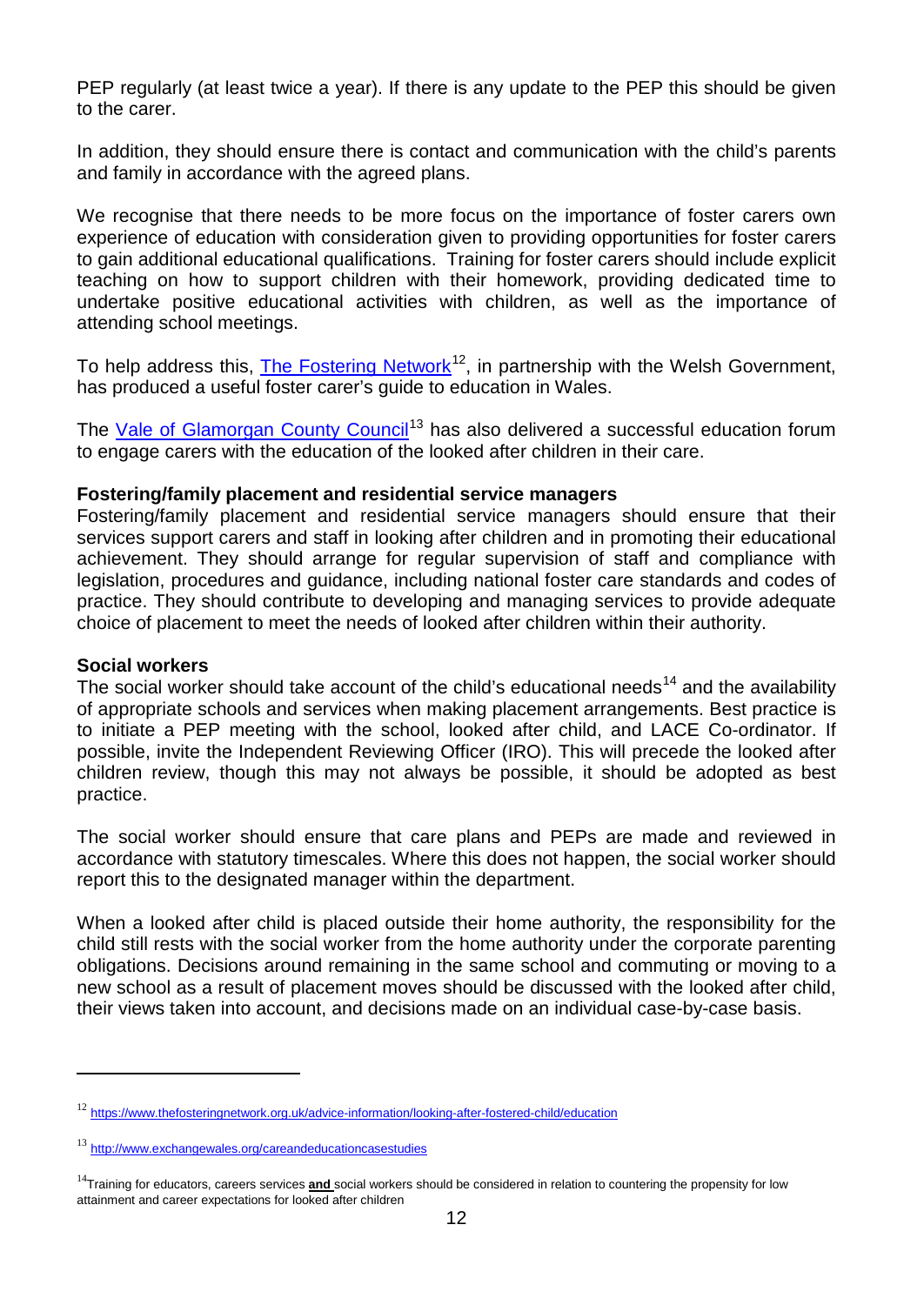PEP regularly (at least twice a year). If there is any update to the PEP this should be given to the carer.

In addition, they should ensure there is contact and communication with the child's parents and family in accordance with the agreed plans.

We recognise that there needs to be more focus on the importance of foster carers own experience of education with consideration given to providing opportunities for foster carers to gain additional educational qualifications. Training for foster carers should include explicit teaching on how to support children with their homework, providing dedicated time to undertake positive educational activities with children, as well as the importance of attending school meetings.

To help address this, [The Fostering Network](https://www.thefosteringnetwork.org.uk/advice-information/looking-after-fostered-child/education)[12], in partnership with the Welsh Government, has produced a useful foster carer's guide to education in Wales.

The [Vale of Glamorgan County Council](http://www.exchangewales.org/careandeducationcasestudies)[13] has also delivered a successful education forum to engage carers with the education of the looked after children in their care.

**Fostering/family placement and residential service managers**
Fostering/family placement and residential service managers should ensure that their services support carers and staff in looking after children and in promoting their educational achievement. They should arrange for regular supervision of staff and compliance with legislation, procedures and guidance, including national foster care standards and codes of practice. They should contribute to developing and managing services to provide adequate choice of placement to meet the needs of looked after children within their authority.

**Social workers**
The social worker should take account of the child's educational needs[14] and the availability of appropriate schools and services when making placement arrangements. Best practice is to initiate a PEP meeting with the school, looked after child, and LACE Co-ordinator. If possible, invite the Independent Reviewing Officer (IRO). This will precede the looked after children review, though this may not always be possible, it should be adopted as best practice.

The social worker should ensure that care plans and PEPs are made and reviewed in accordance with statutory timescales. Where this does not happen, the social worker should report this to the designated manager within the department.

When a looked after child is placed outside their home authority, the responsibility for the child still rests with the social worker from the home authority under the corporate parenting obligations. Decisions around remaining in the same school and commuting or moving to a new school as a result of placement moves should be discussed with the looked after child, their views taken into account, and decisions made on an individual case-by-case basis.

---

[12] https://www.thefosteringnetwork.org.uk/advice-information/looking-after-fostered-child/education

[13] http://www.exchangewales.org/careandeducationcasestudies

[14] Training for educators, careers services **and** social workers should be considered in relation to countering the propensity for low attainment and career expectations for looked after children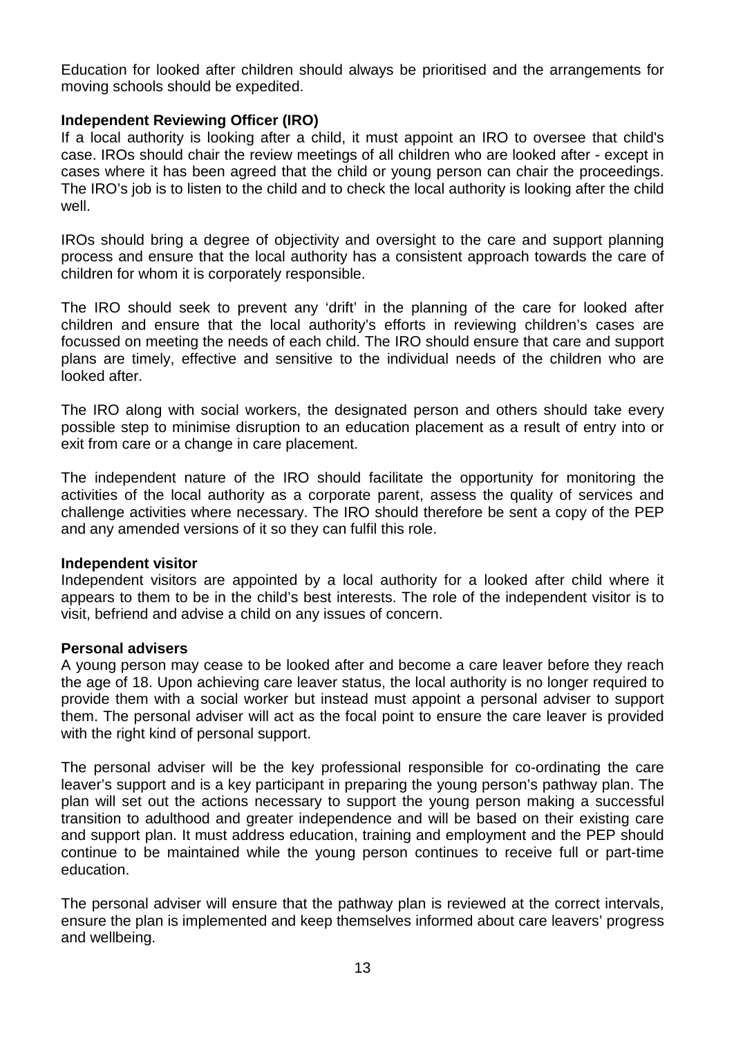Education for looked after children should always be prioritised and the arrangements for moving schools should be expedited.

**Independent Reviewing Officer (IRO)**

If a local authority is looking after a child, it must appoint an IRO to oversee that child's case. IROs should chair the review meetings of all children who are looked after - except in cases where it has been agreed that the child or young person can chair the proceedings. The IRO's job is to listen to the child and to check the local authority is looking after the child well.

IROs should bring a degree of objectivity and oversight to the care and support planning process and ensure that the local authority has a consistent approach towards the care of children for whom it is corporately responsible.

The IRO should seek to prevent any 'drift' in the planning of the care for looked after children and ensure that the local authority's efforts in reviewing children's cases are focussed on meeting the needs of each child. The IRO should ensure that care and support plans are timely, effective and sensitive to the individual needs of the children who are looked after.

The IRO along with social workers, the designated person and others should take every possible step to minimise disruption to an education placement as a result of entry into or exit from care or a change in care placement.

The independent nature of the IRO should facilitate the opportunity for monitoring the activities of the local authority as a corporate parent, assess the quality of services and challenge activities where necessary. The IRO should therefore be sent a copy of the PEP and any amended versions of it so they can fulfil this role.

**Independent visitor**

Independent visitors are appointed by a local authority for a looked after child where it appears to them to be in the child's best interests. The role of the independent visitor is to visit, befriend and advise a child on any issues of concern.

**Personal advisers**

A young person may cease to be looked after and become a care leaver before they reach the age of 18. Upon achieving care leaver status, the local authority is no longer required to provide them with a social worker but instead must appoint a personal adviser to support them. The personal adviser will act as the focal point to ensure the care leaver is provided with the right kind of personal support.

The personal adviser will be the key professional responsible for co-ordinating the care leaver's support and is a key participant in preparing the young person's pathway plan. The plan will set out the actions necessary to support the young person making a successful transition to adulthood and greater independence and will be based on their existing care and support plan. It must address education, training and employment and the PEP should continue to be maintained while the young person continues to receive full or part-time education.

The personal adviser will ensure that the pathway plan is reviewed at the correct intervals, ensure the plan is implemented and keep themselves informed about care leavers' progress and wellbeing.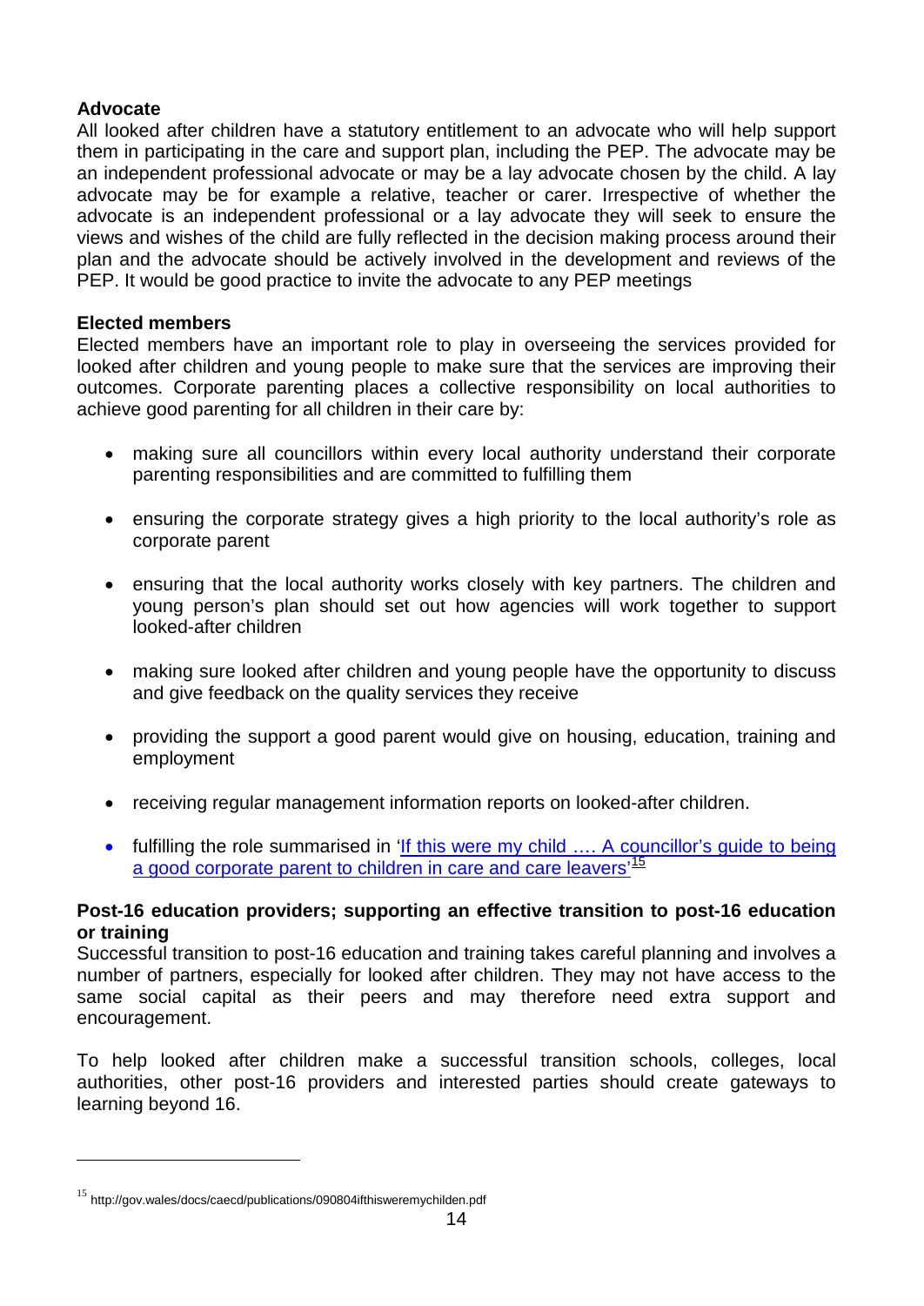**Advocate**

All looked after children have a statutory entitlement to an advocate who will help support them in participating in the care and support plan, including the PEP. The advocate may be an independent professional advocate or may be a lay advocate chosen by the child. A lay advocate may be for example a relative, teacher or carer. Irrespective of whether the advocate is an independent professional or a lay advocate they will seek to ensure the views and wishes of the child are fully reflected in the decision making process around their plan and the advocate should be actively involved in the development and reviews of the PEP. It would be good practice to invite the advocate to any PEP meetings

**Elected members**

Elected members have an important role to play in overseeing the services provided for looked after children and young people to make sure that the services are improving their outcomes. Corporate parenting places a collective responsibility on local authorities to achieve good parenting for all children in their care by:

- making sure all councillors within every local authority understand their corporate parenting responsibilities and are committed to fulfilling them
- ensuring the corporate strategy gives a high priority to the local authority's role as corporate parent
- ensuring that the local authority works closely with key partners. The children and young person's plan should set out how agencies will work together to support looked-after children
- making sure looked after children and young people have the opportunity to discuss and give feedback on the quality services they receive
- providing the support a good parent would give on housing, education, training and employment
- receiving regular management information reports on looked-after children.
- fulfilling the role summarised in 'If this were my child …. A councillor's guide to being a good corporate parent to children in care and care leavers'[15]

**Post-16 education providers; supporting an effective transition to post-16 education or training**

Successful transition to post-16 education and training takes careful planning and involves a number of partners, especially for looked after children. They may not have access to the same social capital as their peers and may therefore need extra support and encouragement.

To help looked after children make a successful transition schools, colleges, local authorities, other post-16 providers and interested parties should create gateways to learning beyond 16.

[15] http://gov.wales/docs/caecd/publications/090804ifthisweremychilden.pdf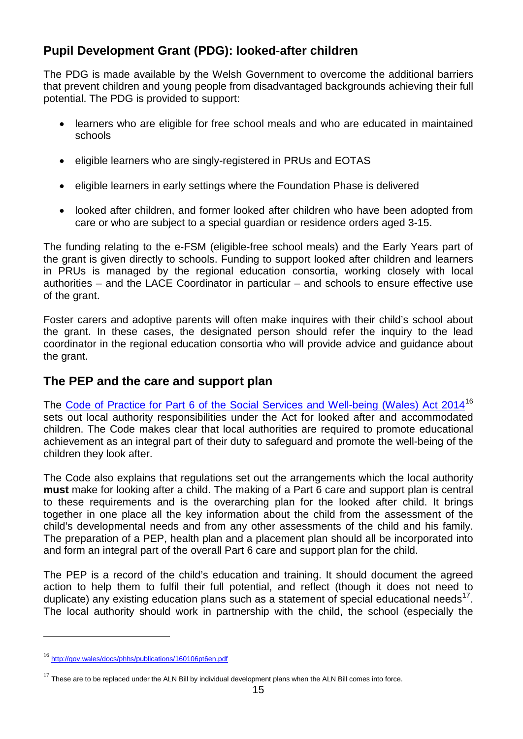## Pupil Development Grant (PDG): looked-after children

The PDG is made available by the Welsh Government to overcome the additional barriers that prevent children and young people from disadvantaged backgrounds achieving their full potential. The PDG is provided to support:

- learners who are eligible for free school meals and who are educated in maintained schools
- eligible learners who are singly-registered in PRUs and EOTAS
- eligible learners in early settings where the Foundation Phase is delivered
- looked after children, and former looked after children who have been adopted from care or who are subject to a special guardian or residence orders aged 3-15.

The funding relating to the e-FSM (eligible-free school meals) and the Early Years part of the grant is given directly to schools. Funding to support looked after children and learners in PRUs is managed by the regional education consortia, working closely with local authorities – and the LACE Coordinator in particular – and schools to ensure effective use of the grant.

Foster carers and adoptive parents will often make inquires with their child's school about the grant. In these cases, the designated person should refer the inquiry to the lead coordinator in the regional education consortia who will provide advice and guidance about the grant.

## The PEP and the care and support plan

The [Code of Practice for Part 6 of the Social Services and Well-being (Wales) Act 2014](http://gov.wales/docs/phhs/publications/160106pt6en.pdf)[16] sets out local authority responsibilities under the Act for looked after and accommodated children. The Code makes clear that local authorities are required to promote educational achievement as an integral part of their duty to safeguard and promote the well-being of the children they look after.

The Code also explains that regulations set out the arrangements which the local authority **must** make for looking after a child. The making of a Part 6 care and support plan is central to these requirements and is the overarching plan for the looked after child. It brings together in one place all the key information about the child from the assessment of the child's developmental needs and from any other assessments of the child and his family. The preparation of a PEP, health plan and a placement plan should all be incorporated into and form an integral part of the overall Part 6 care and support plan for the child.

The PEP is a record of the child's education and training. It should document the agreed action to help them to fulfil their full potential, and reflect (though it does not need to duplicate) any existing education plans such as a statement of special educational needs[17]. The local authority should work in partnership with the child, the school (especially the

---

[16] http://gov.wales/docs/phhs/publications/160106pt6en.pdf

[17] These are to be replaced under the ALN Bill by individual development plans when the ALN Bill comes into force.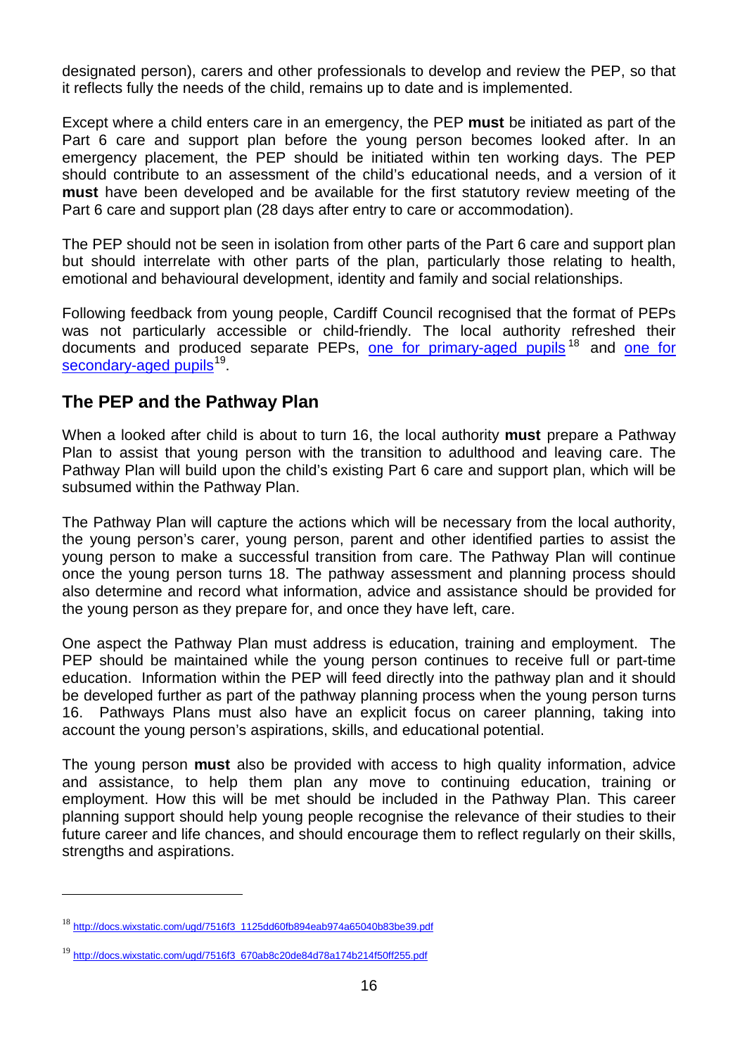designated person), carers and other professionals to develop and review the PEP, so that it reflects fully the needs of the child, remains up to date and is implemented.

Except where a child enters care in an emergency, the PEP **must** be initiated as part of the Part 6 care and support plan before the young person becomes looked after. In an emergency placement, the PEP should be initiated within ten working days. The PEP should contribute to an assessment of the child's educational needs, and a version of it **must** have been developed and be available for the first statutory review meeting of the Part 6 care and support plan (28 days after entry to care or accommodation).

The PEP should not be seen in isolation from other parts of the Part 6 care and support plan but should interrelate with other parts of the plan, particularly those relating to health, emotional and behavioural development, identity and family and social relationships.

Following feedback from young people, Cardiff Council recognised that the format of PEPs was not particularly accessible or child-friendly. The local authority refreshed their documents and produced separate PEPs, [one for primary-aged pupils](http://docs.wixstatic.com/ugd/7516f3_1125dd60fb894eab974a65040b83be39.pdf)[18] and [one for secondary-aged pupils](http://docs.wixstatic.com/ugd/7516f3_670ab8c20de84d78a174b214f50ff255.pdf)[19].

## The PEP and the Pathway Plan

When a looked after child is about to turn 16, the local authority **must** prepare a Pathway Plan to assist that young person with the transition to adulthood and leaving care. The Pathway Plan will build upon the child's existing Part 6 care and support plan, which will be subsumed within the Pathway Plan.

The Pathway Plan will capture the actions which will be necessary from the local authority, the young person's carer, young person, parent and other identified parties to assist the young person to make a successful transition from care. The Pathway Plan will continue once the young person turns 18. The pathway assessment and planning process should also determine and record what information, advice and assistance should be provided for the young person as they prepare for, and once they have left, care.

One aspect the Pathway Plan must address is education, training and employment. The PEP should be maintained while the young person continues to receive full or part-time education. Information within the PEP will feed directly into the pathway plan and it should be developed further as part of the pathway planning process when the young person turns 16. Pathways Plans must also have an explicit focus on career planning, taking into account the young person's aspirations, skills, and educational potential.

The young person **must** also be provided with access to high quality information, advice and assistance, to help them plan any move to continuing education, training or employment. How this will be met should be included in the Pathway Plan. This career planning support should help young people recognise the relevance of their studies to their future career and life chances, and should encourage them to reflect regularly on their skills, strengths and aspirations.

---

[18] http://docs.wixstatic.com/ugd/7516f3_1125dd60fb894eab974a65040b83be39.pdf

[19] http://docs.wixstatic.com/ugd/7516f3_670ab8c20de84d78a174b214f50ff255.pdf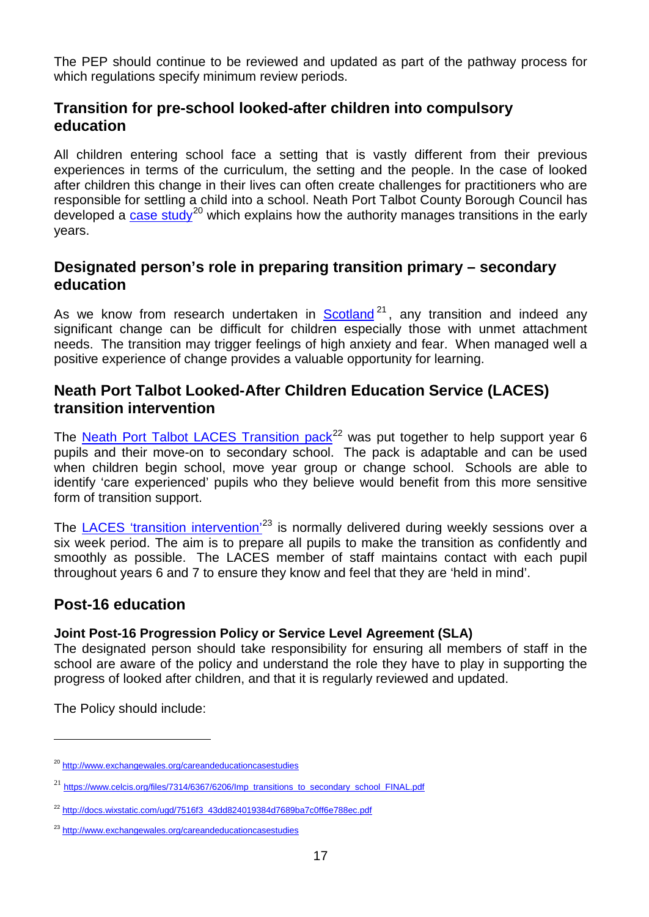The PEP should continue to be reviewed and updated as part of the pathway process for which regulations specify minimum review periods.

## Transition for pre-school looked-after children into compulsory education

All children entering school face a setting that is vastly different from their previous experiences in terms of the curriculum, the setting and the people. In the case of looked after children this change in their lives can often create challenges for practitioners who are responsible for settling a child into a school. Neath Port Talbot County Borough Council has developed a case study[20] which explains how the authority manages transitions in the early years.

## Designated person's role in preparing transition primary – secondary education

As we know from research undertaken in Scotland[21], any transition and indeed any significant change can be difficult for children especially those with unmet attachment needs. The transition may trigger feelings of high anxiety and fear. When managed well a positive experience of change provides a valuable opportunity for learning.

## Neath Port Talbot Looked-After Children Education Service (LACES) transition intervention

The Neath Port Talbot LACES Transition pack[22] was put together to help support year 6 pupils and their move-on to secondary school. The pack is adaptable and can be used when children begin school, move year group or change school. Schools are able to identify 'care experienced' pupils who they believe would benefit from this more sensitive form of transition support.

The LACES 'transition intervention'[23] is normally delivered during weekly sessions over a six week period. The aim is to prepare all pupils to make the transition as confidently and smoothly as possible. The LACES member of staff maintains contact with each pupil throughout years 6 and 7 to ensure they know and feel that they are 'held in mind'.

## Post-16 education

**Joint Post-16 Progression Policy or Service Level Agreement (SLA)**

The designated person should take responsibility for ensuring all members of staff in the school are aware of the policy and understand the role they have to play in supporting the progress of looked after children, and that it is regularly reviewed and updated.

The Policy should include:

---

[20] http://www.exchangewales.org/careandeducationcasestudies

[21] https://www.celcis.org/files/7314/6367/6206/Imp_transitions_to_secondary_school_FINAL.pdf

[22] http://docs.wixstatic.com/ugd/7516f3_43dd824019384d7689ba7c0ff6e788ec.pdf

[23] http://www.exchangewales.org/careandeducationcasestudies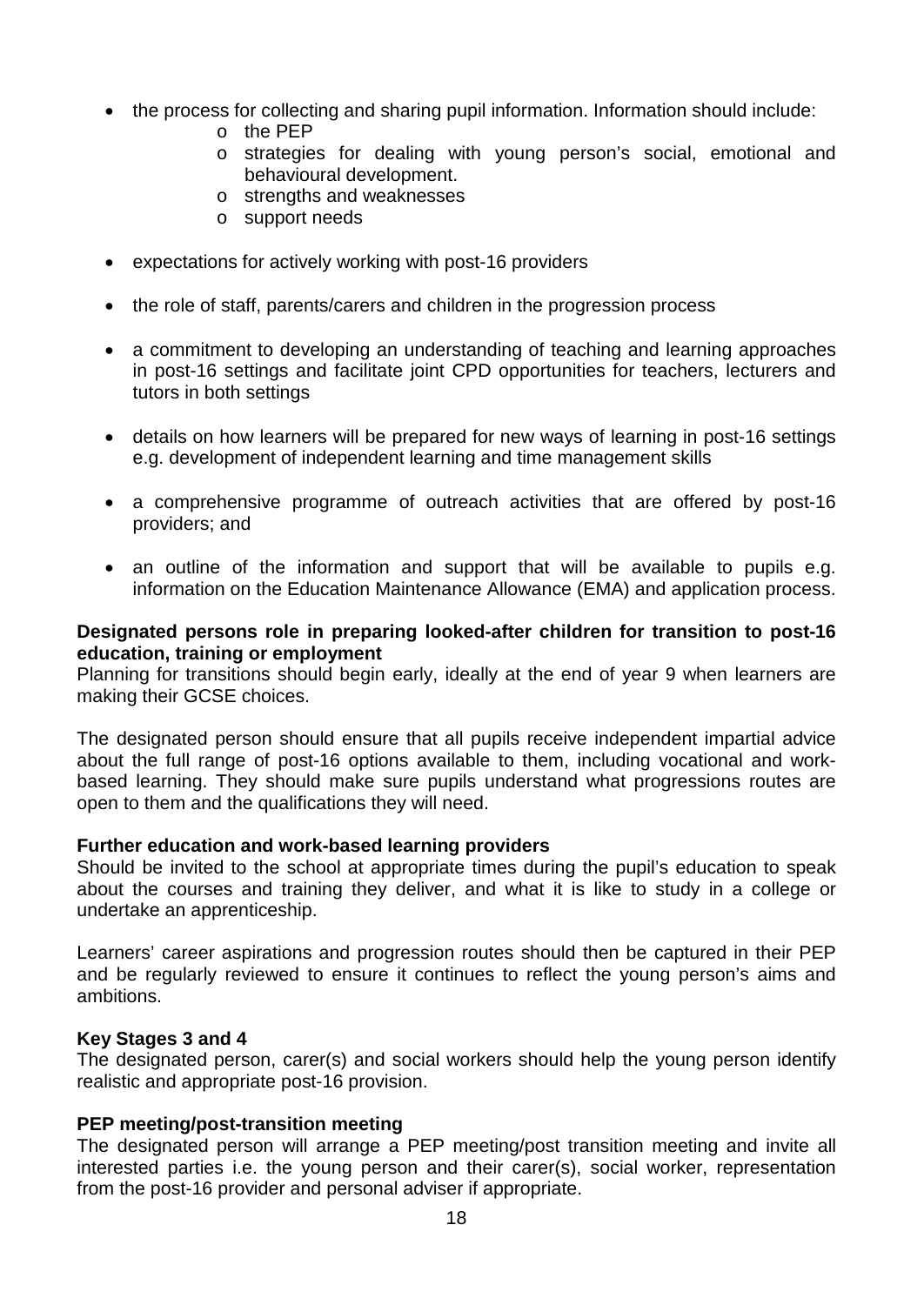- the process for collecting and sharing pupil information. Information should include:
  - the PEP
  - strategies for dealing with young person's social, emotional and behavioural development.
  - strengths and weaknesses
  - support needs
- expectations for actively working with post-16 providers
- the role of staff, parents/carers and children in the progression process
- a commitment to developing an understanding of teaching and learning approaches in post-16 settings and facilitate joint CPD opportunities for teachers, lecturers and tutors in both settings
- details on how learners will be prepared for new ways of learning in post-16 settings e.g. development of independent learning and time management skills
- a comprehensive programme of outreach activities that are offered by post-16 providers; and
- an outline of the information and support that will be available to pupils e.g. information on the Education Maintenance Allowance (EMA) and application process.

**Designated persons role in preparing looked-after children for transition to post-16 education, training or employment**

Planning for transitions should begin early, ideally at the end of year 9 when learners are making their GCSE choices.

The designated person should ensure that all pupils receive independent impartial advice about the full range of post-16 options available to them, including vocational and work-based learning. They should make sure pupils understand what progressions routes are open to them and the qualifications they will need.

**Further education and work-based learning providers**

Should be invited to the school at appropriate times during the pupil's education to speak about the courses and training they deliver, and what it is like to study in a college or undertake an apprenticeship.

Learners' career aspirations and progression routes should then be captured in their PEP and be regularly reviewed to ensure it continues to reflect the young person's aims and ambitions.

**Key Stages 3 and 4**

The designated person, carer(s) and social workers should help the young person identify realistic and appropriate post-16 provision.

**PEP meeting/post-transition meeting**

The designated person will arrange a PEP meeting/post transition meeting and invite all interested parties i.e. the young person and their carer(s), social worker, representation from the post-16 provider and personal adviser if appropriate.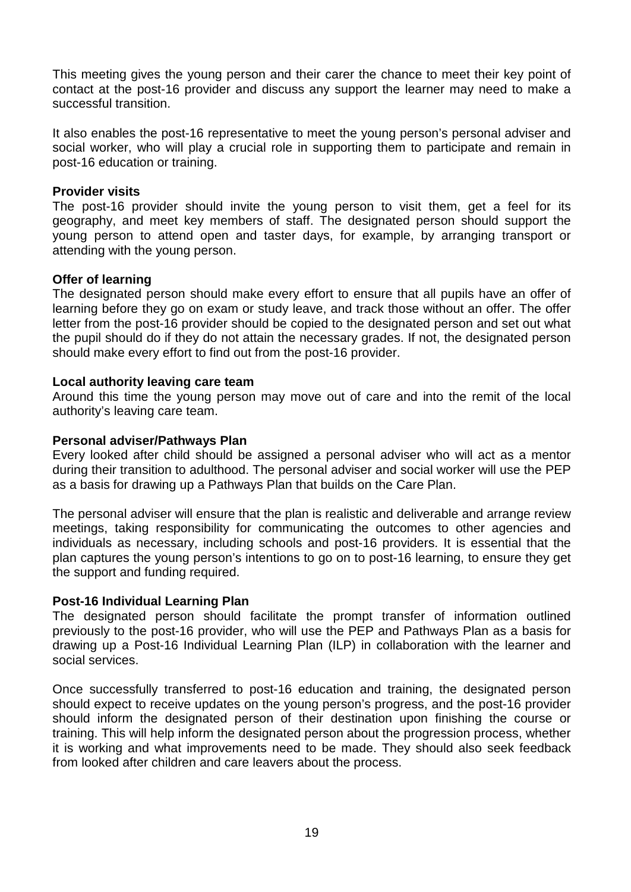This meeting gives the young person and their carer the chance to meet their key point of contact at the post-16 provider and discuss any support the learner may need to make a successful transition.

It also enables the post-16 representative to meet the young person's personal adviser and social worker, who will play a crucial role in supporting them to participate and remain in post-16 education or training.

**Provider visits**

The post-16 provider should invite the young person to visit them, get a feel for its geography, and meet key members of staff. The designated person should support the young person to attend open and taster days, for example, by arranging transport or attending with the young person.

**Offer of learning**

The designated person should make every effort to ensure that all pupils have an offer of learning before they go on exam or study leave, and track those without an offer. The offer letter from the post-16 provider should be copied to the designated person and set out what the pupil should do if they do not attain the necessary grades. If not, the designated person should make every effort to find out from the post-16 provider.

**Local authority leaving care team**

Around this time the young person may move out of care and into the remit of the local authority's leaving care team.

**Personal adviser/Pathways Plan**

Every looked after child should be assigned a personal adviser who will act as a mentor during their transition to adulthood. The personal adviser and social worker will use the PEP as a basis for drawing up a Pathways Plan that builds on the Care Plan.

The personal adviser will ensure that the plan is realistic and deliverable and arrange review meetings, taking responsibility for communicating the outcomes to other agencies and individuals as necessary, including schools and post-16 providers. It is essential that the plan captures the young person's intentions to go on to post-16 learning, to ensure they get the support and funding required.

**Post-16 Individual Learning Plan**

The designated person should facilitate the prompt transfer of information outlined previously to the post-16 provider, who will use the PEP and Pathways Plan as a basis for drawing up a Post-16 Individual Learning Plan (ILP) in collaboration with the learner and social services.

Once successfully transferred to post-16 education and training, the designated person should expect to receive updates on the young person's progress, and the post-16 provider should inform the designated person of their destination upon finishing the course or training. This will help inform the designated person about the progression process, whether it is working and what improvements need to be made. They should also seek feedback from looked after children and care leavers about the process.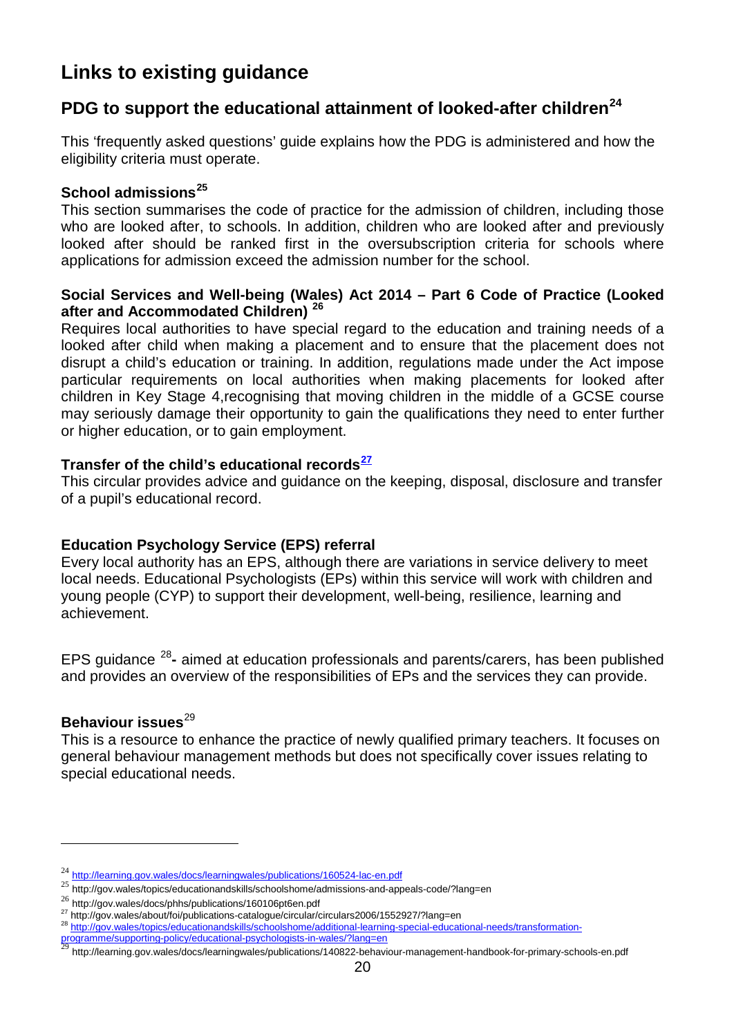# Links to existing guidance

## PDG to support the educational attainment of looked-after children[24]

This 'frequently asked questions' guide explains how the PDG is administered and how the eligibility criteria must operate.

**School admissions[25]**

This section summarises the code of practice for the admission of children, including those who are looked after, to schools. In addition, children who are looked after and previously looked after should be ranked first in the oversubscription criteria for schools where applications for admission exceed the admission number for the school.

**Social Services and Well-being (Wales) Act 2014 – Part 6 Code of Practice (Looked after and Accommodated Children) [26]**

Requires local authorities to have special regard to the education and training needs of a looked after child when making a placement and to ensure that the placement does not disrupt a child's education or training. In addition, regulations made under the Act impose particular requirements on local authorities when making placements for looked after children in Key Stage 4,recognising that moving children in the middle of a GCSE course may seriously damage their opportunity to gain the qualifications they need to enter further or higher education, or to gain employment.

**Transfer of the child's educational records[27]**

This circular provides advice and guidance on the keeping, disposal, disclosure and transfer of a pupil's educational record.

**Education Psychology Service (EPS) referral**

Every local authority has an EPS, although there are variations in service delivery to meet local needs. Educational Psychologists (EPs) within this service will work with children and young people (CYP) to support their development, well-being, resilience, learning and achievement.

EPS guidance [28]**-** aimed at education professionals and parents/carers, has been published and provides an overview of the responsibilities of EPs and the services they can provide.

**Behaviour issues**[29]

This is a resource to enhance the practice of newly qualified primary teachers. It focuses on general behaviour management methods but does not specifically cover issues relating to special educational needs.

---

[24] http://learning.gov.wales/docs/learningwales/publications/160524-lac-en.pdf

[25] http://gov.wales/topics/educationandskills/schoolshome/admissions-and-appeals-code/?lang=en

[26] http://gov.wales/docs/phhs/publications/160106pt6en.pdf

[27] http://gov.wales/about/foi/publications-catalogue/circular/circulars2006/1552927/?lang=en

[28] http://gov.wales/topics/educationandskills/schoolshome/additional-learning-special-educational-needs/transformation-programme/supporting-policy/educational-psychologists-in-wales/?lang=en

[29] http://learning.gov.wales/docs/learningwales/publications/140822-behaviour-management-handbook-for-primary-schools-en.pdf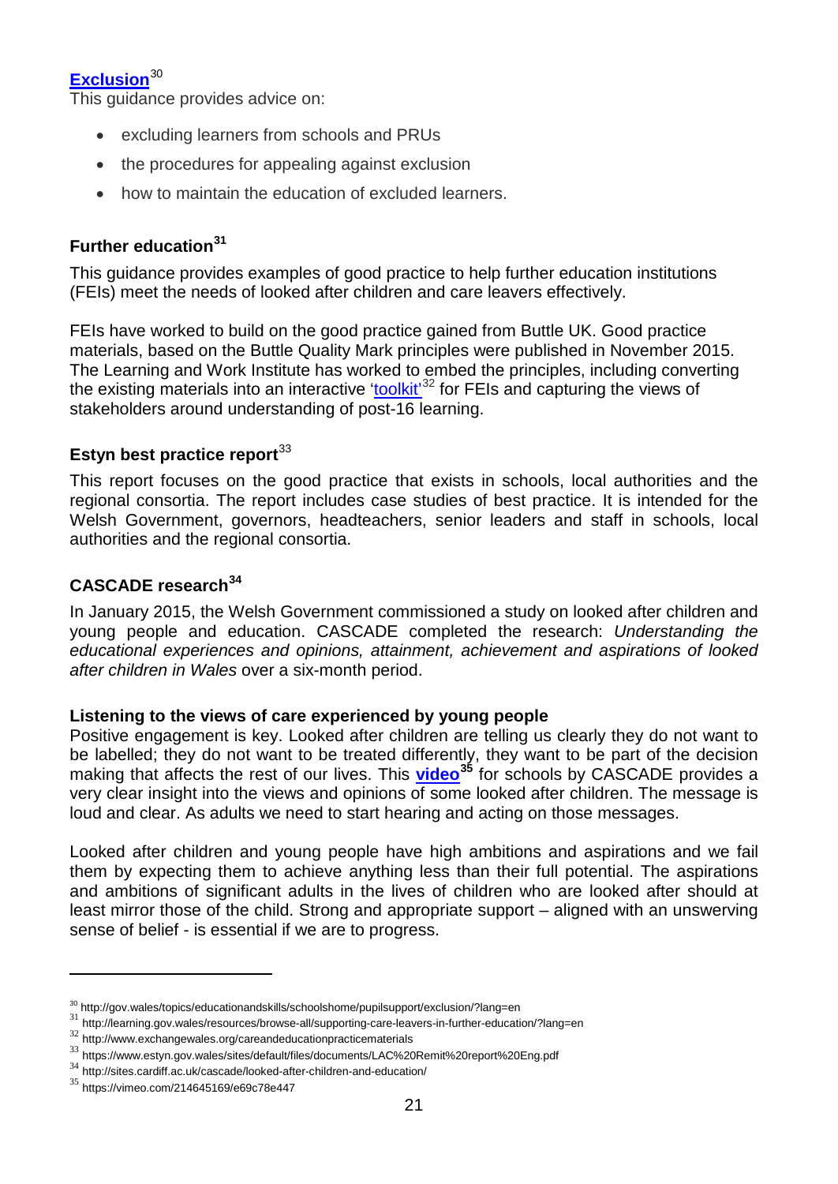### Exclusion[30]

This guidance provides advice on:

- excluding learners from schools and PRUs
- the procedures for appealing against exclusion
- how to maintain the education of excluded learners.

### Further education[31]

This guidance provides examples of good practice to help further education institutions (FEIs) meet the needs of looked after children and care leavers effectively.

FEIs have worked to build on the good practice gained from Buttle UK. Good practice materials, based on the Buttle Quality Mark principles were published in November 2015. The Learning and Work Institute has worked to embed the principles, including converting the existing materials into an interactive 'toolkit'[32] for FEIs and capturing the views of stakeholders around understanding of post-16 learning.

### Estyn best practice report[33]

This report focuses on the good practice that exists in schools, local authorities and the regional consortia. The report includes case studies of best practice. It is intended for the Welsh Government, governors, headteachers, senior leaders and staff in schools, local authorities and the regional consortia.

### CASCADE research[34]

In January 2015, the Welsh Government commissioned a study on looked after children and young people and education. CASCADE completed the research: *Understanding the educational experiences and opinions, attainment, achievement and aspirations of looked after children in Wales* over a six-month period.

**Listening to the views of care experienced by young people**

Positive engagement is key. Looked after children are telling us clearly they do not want to be labelled; they do not want to be treated differently, they want to be part of the decision making that affects the rest of our lives. This **video**[35] for schools by CASCADE provides a very clear insight into the views and opinions of some looked after children. The message is loud and clear. As adults we need to start hearing and acting on those messages.

Looked after children and young people have high ambitions and aspirations and we fail them by expecting them to achieve anything less than their full potential. The aspirations and ambitions of significant adults in the lives of children who are looked after should at least mirror those of the child. Strong and appropriate support – aligned with an unswerving sense of belief - is essential if we are to progress.

---

[30] http://gov.wales/topics/educationandskills/schoolshome/pupilsupport/exclusion/?lang=en

[31] http://learning.gov.wales/resources/browse-all/supporting-care-leavers-in-further-education/?lang=en

[32] http://www.exchangewales.org/careandeducationpracticematerials

[33] https://www.estyn.gov.wales/sites/default/files/documents/LAC%20Remit%20report%20Eng.pdf

[34] http://sites.cardiff.ac.uk/cascade/looked-after-children-and-education/

[35] https://vimeo.com/214645169/e69c78e447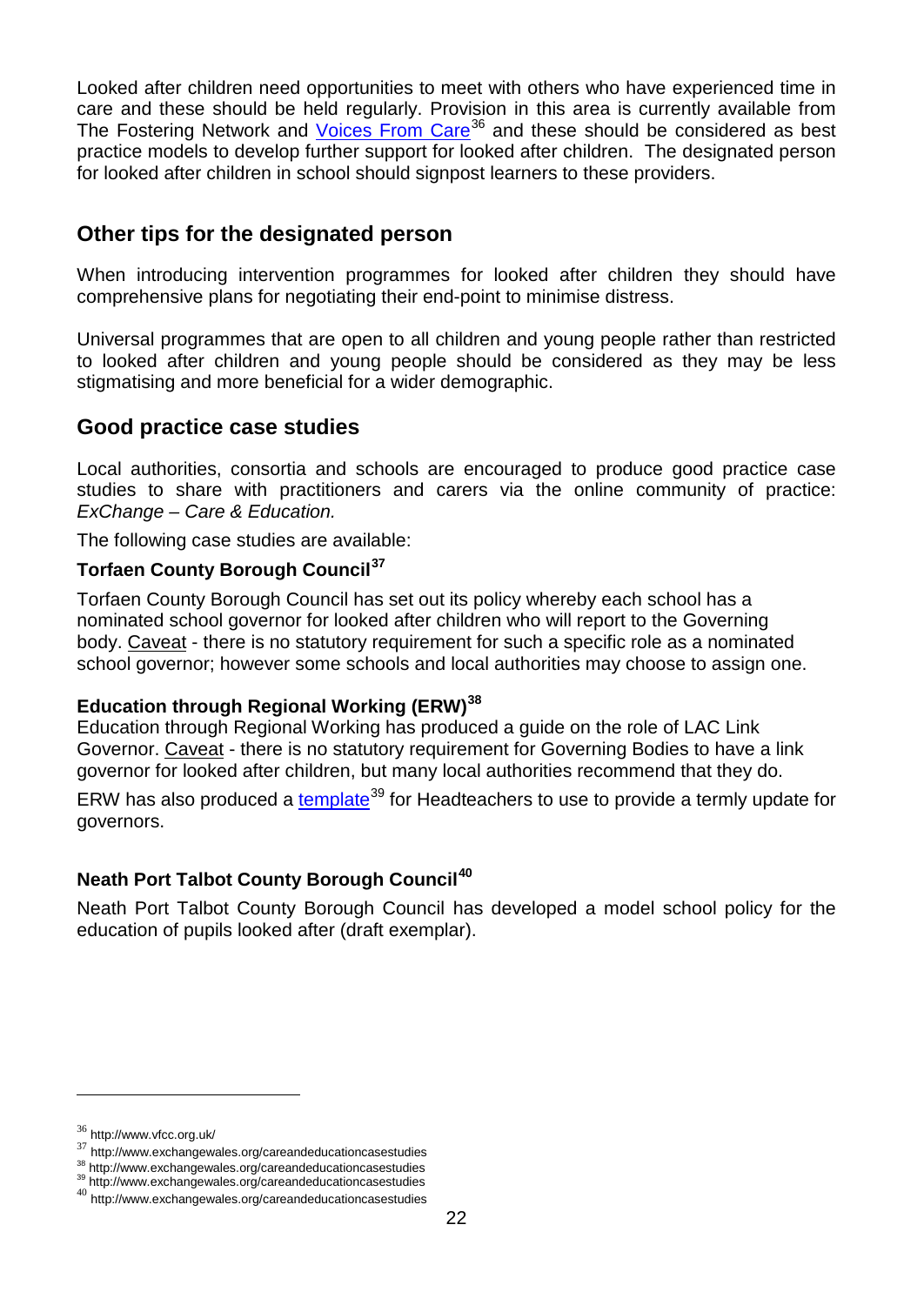Looked after children need opportunities to meet with others who have experienced time in care and these should be held regularly. Provision in this area is currently available from The Fostering Network and Voices From Care[36] and these should be considered as best practice models to develop further support for looked after children. The designated person for looked after children in school should signpost learners to these providers.

## Other tips for the designated person

When introducing intervention programmes for looked after children they should have comprehensive plans for negotiating their end-point to minimise distress.

Universal programmes that are open to all children and young people rather than restricted to looked after children and young people should be considered as they may be less stigmatising and more beneficial for a wider demographic.

## Good practice case studies

Local authorities, consortia and schools are encouraged to produce good practice case studies to share with practitioners and carers via the online community of practice: *ExChange – Care & Education.*

The following case studies are available:

### Torfaen County Borough Council[37]

Torfaen County Borough Council has set out its policy whereby each school has a nominated school governor for looked after children who will report to the Governing body. Caveat - there is no statutory requirement for such a specific role as a nominated school governor; however some schools and local authorities may choose to assign one.

### Education through Regional Working (ERW)[38]

Education through Regional Working has produced a guide on the role of LAC Link Governor. Caveat - there is no statutory requirement for Governing Bodies to have a link governor for looked after children, but many local authorities recommend that they do.

ERW has also produced a template[39] for Headteachers to use to provide a termly update for governors.

### Neath Port Talbot County Borough Council[40]

Neath Port Talbot County Borough Council has developed a model school policy for the education of pupils looked after (draft exemplar).

---

[36] http://www.vfcc.org.uk/

[37] http://www.exchangewales.org/careandeducationcasestudies

[38] http://www.exchangewales.org/careandeducationcasestudies

[39] http://www.exchangewales.org/careandeducationcasestudies

[40] http://www.exchangewales.org/careandeducationcasestudies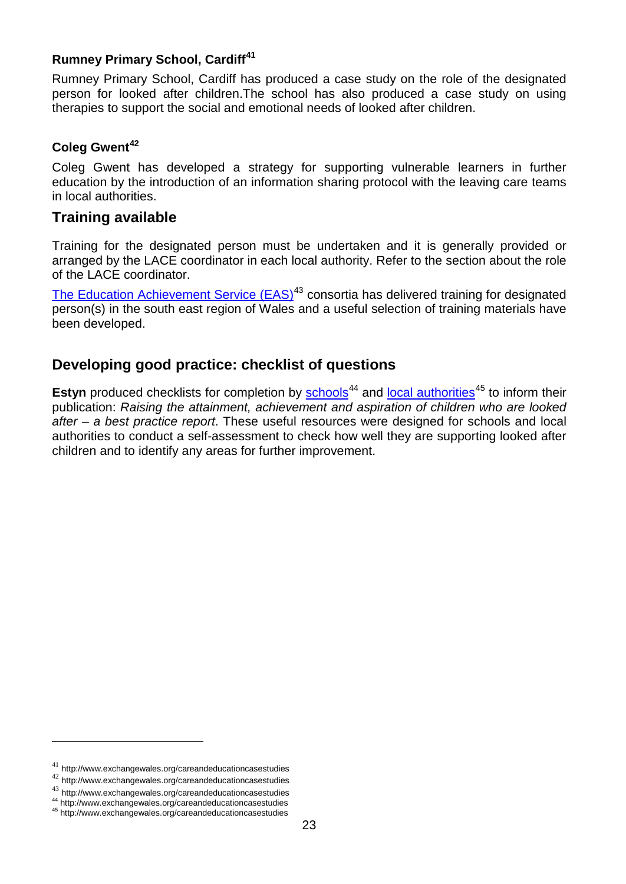### Rumney Primary School, Cardiff[41]

Rumney Primary School, Cardiff has produced a case study on the role of the designated person for looked after children.The school has also produced a case study on using therapies to support the social and emotional needs of looked after children.

### Coleg Gwent[42]

Coleg Gwent has developed a strategy for supporting vulnerable learners in further education by the introduction of an information sharing protocol with the leaving care teams in local authorities.

## Training available

Training for the designated person must be undertaken and it is generally provided or arranged by the LACE coordinator in each local authority. Refer to the section about the role of the LACE coordinator.

The Education Achievement Service (EAS)[43] consortia has delivered training for designated person(s) in the south east region of Wales and a useful selection of training materials have been developed.

## Developing good practice: checklist of questions

**Estyn** produced checklists for completion by schools[44] and local authorities[45] to inform their publication: *Raising the attainment, achievement and aspiration of children who are looked after – a best practice report*. These useful resources were designed for schools and local authorities to conduct a self-assessment to check how well they are supporting looked after children and to identify any areas for further improvement.

---

[41] http://www.exchangewales.org/careandeducationcasestudies
[42] http://www.exchangewales.org/careandeducationcasestudies
[43] http://www.exchangewales.org/careandeducationcasestudies
[44] http://www.exchangewales.org/careandeducationcasestudies
[45] http://www.exchangewales.org/careandeducationcasestudies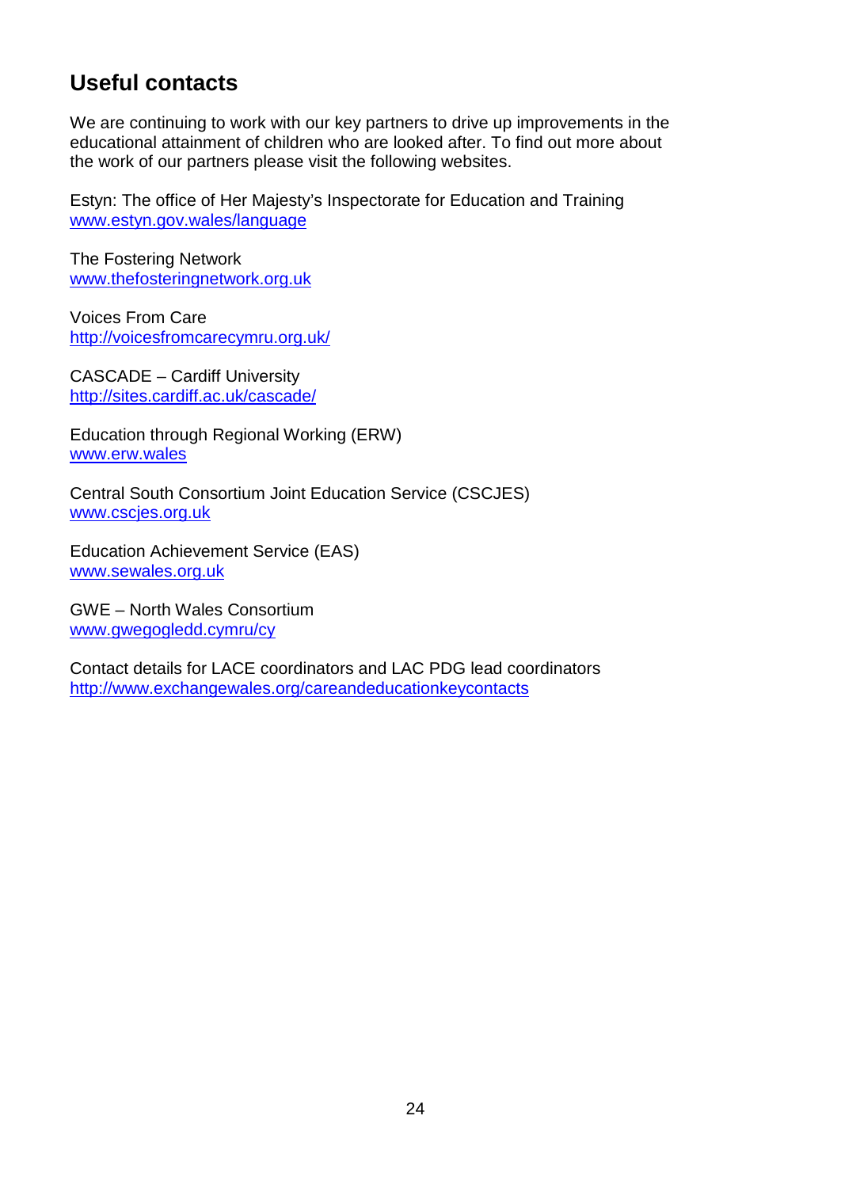## Useful contacts

We are continuing to work with our key partners to drive up improvements in the educational attainment of children who are looked after. To find out more about the work of our partners please visit the following websites.

Estyn: The office of Her Majesty's Inspectorate for Education and Training
www.estyn.gov.wales/language

The Fostering Network
www.thefosteringnetwork.org.uk

Voices From Care
http://voicesfromcarecymru.org.uk/

CASCADE – Cardiff University
http://sites.cardiff.ac.uk/cascade/

Education through Regional Working (ERW)
www.erw.wales

Central South Consortium Joint Education Service (CSCJES)
www.cscjes.org.uk

Education Achievement Service (EAS)
www.sewales.org.uk

GWE – North Wales Consortium
www.gwegogledd.cymru/cy

Contact details for LACE coordinators and LAC PDG lead coordinators
http://www.exchangewales.org/careandeducationkeycontacts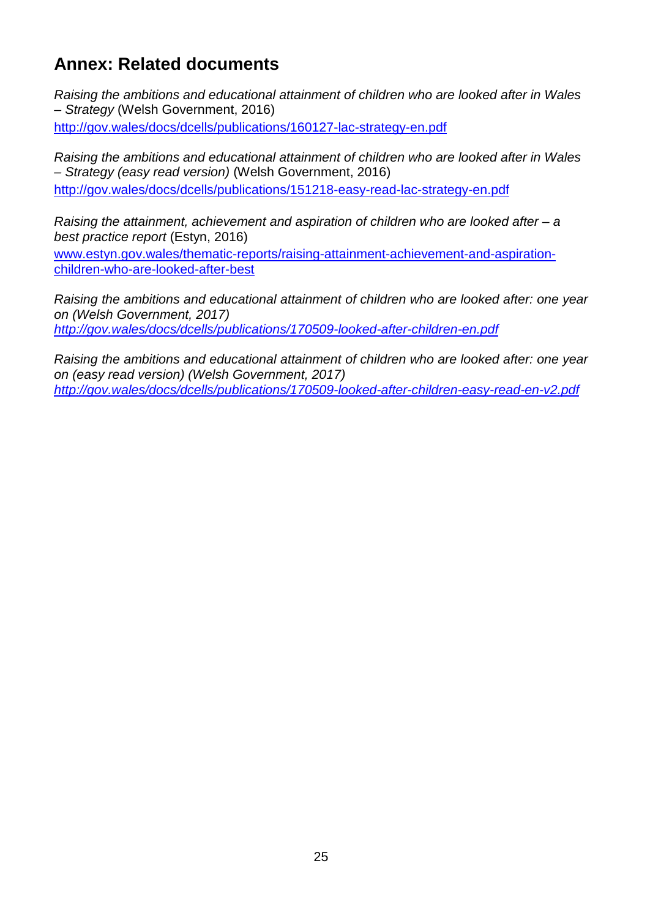## Annex: Related documents

*Raising the ambitions and educational attainment of children who are looked after in Wales – Strategy* (Welsh Government, 2016)
http://gov.wales/docs/dcells/publications/160127-lac-strategy-en.pdf

*Raising the ambitions and educational attainment of children who are looked after in Wales – Strategy (easy read version)* (Welsh Government, 2016)
http://gov.wales/docs/dcells/publications/151218-easy-read-lac-strategy-en.pdf

*Raising the attainment, achievement and aspiration of children who are looked after – a best practice report* (Estyn, 2016)
www.estyn.gov.wales/thematic-reports/raising-attainment-achievement-and-aspiration-children-who-are-looked-after-best

*Raising the ambitions and educational attainment of children who are looked after: one year on (Welsh Government, 2017)*
*http://gov.wales/docs/dcells/publications/170509-looked-after-children-en.pdf*

*Raising the ambitions and educational attainment of children who are looked after: one year on (easy read version) (Welsh Government, 2017)*
*http://gov.wales/docs/dcells/publications/170509-looked-after-children-easy-read-en-v2.pdf*